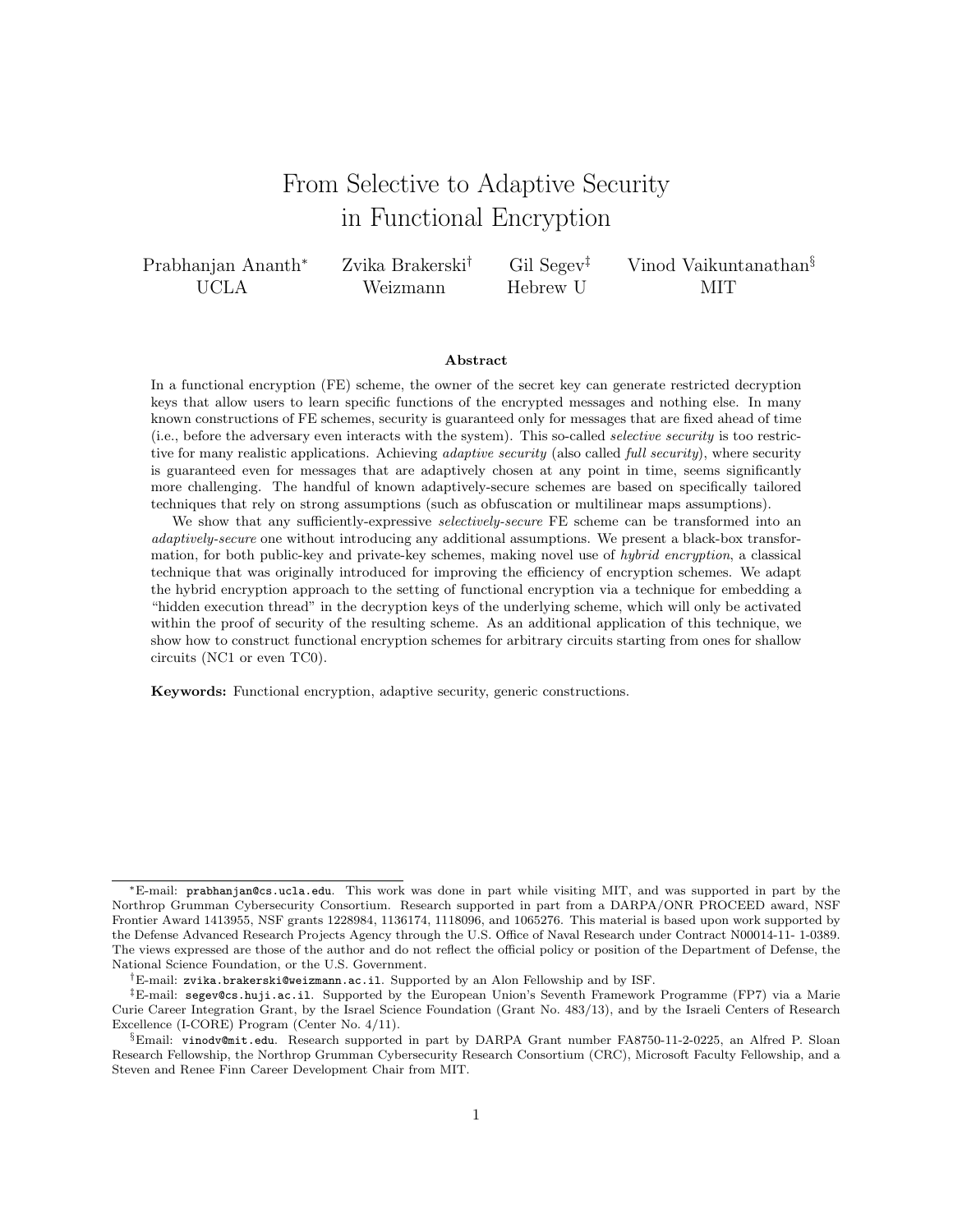# From Selective to Adaptive Security in Functional Encryption

Prabhanjan Ananth[*] UCLA

Zvika Brakerski[†] Weizmann

Gil Segev[‡] Hebrew U

Vinod Vaikuntanathan[§] MIT

## Abstract

In a functional encryption (FE) scheme, the owner of the secret key can generate restricted decryption keys that allow users to learn specific functions of the encrypted messages and nothing else. In many known constructions of FE schemes, security is guaranteed only for messages that are fixed ahead of time (i.e., before the adversary even interacts with the system). This so-called *selective security* is too restrictive for many realistic applications. Achieving *adaptive security* (also called *full security*), where security is guaranteed even for messages that are adaptively chosen at any point in time, seems significantly more challenging. The handful of known adaptively-secure schemes are based on specifically tailored techniques that rely on strong assumptions (such as obfuscation or multilinear maps assumptions).

We show that any sufficiently-expressive *selectively-secure* FE scheme can be transformed into an *adaptively-secure* one without introducing any additional assumptions. We present a black-box transformation, for both public-key and private-key schemes, making novel use of *hybrid encryption*, a classical technique that was originally introduced for improving the efficiency of encryption schemes. We adapt the hybrid encryption approach to the setting of functional encryption via a technique for embedding a "hidden execution thread" in the decryption keys of the underlying scheme, which will only be activated within the proof of security of the resulting scheme. As an additional application of this technique, we show how to construct functional encryption schemes for arbitrary circuits starting from ones for shallow circuits (NC1 or even TC0).

**Keywords:** Functional encryption, adaptive security, generic constructions.

---

[*] E-mail: prabhanjan@cs.ucla.edu. This work was done in part while visiting MIT, and was supported in part by the Northrop Grumman Cybersecurity Consortium. Research supported in part from a DARPA/ONR PROCEED award, NSF Frontier Award 1413955, NSF grants 1228984, 1136174, 1118096, and 1065276. This material is based upon work supported by the Defense Advanced Research Projects Agency through the U.S. Office of Naval Research under Contract N00014-11- 1-0389. The views expressed are those of the author and do not reflect the official policy or position of the Department of Defense, the National Science Foundation, or the U.S. Government.

[†] E-mail: zvika.brakerski@weizmann.ac.il. Supported by an Alon Fellowship and by ISF.

[‡] E-mail: segev@cs.huji.ac.il. Supported by the European Union's Seventh Framework Programme (FP7) via a Marie Curie Career Integration Grant, by the Israel Science Foundation (Grant No. 483/13), and by the Israeli Centers of Research Excellence (I-CORE) Program (Center No. 4/11).

[§] Email: vinodv@mit.edu. Research supported in part by DARPA Grant number FA8750-11-2-0225, an Alfred P. Sloan Research Fellowship, the Northrop Grumman Cybersecurity Research Consortium (CRC), Microsoft Faculty Fellowship, and a Steven and Renee Finn Career Development Chair from MIT.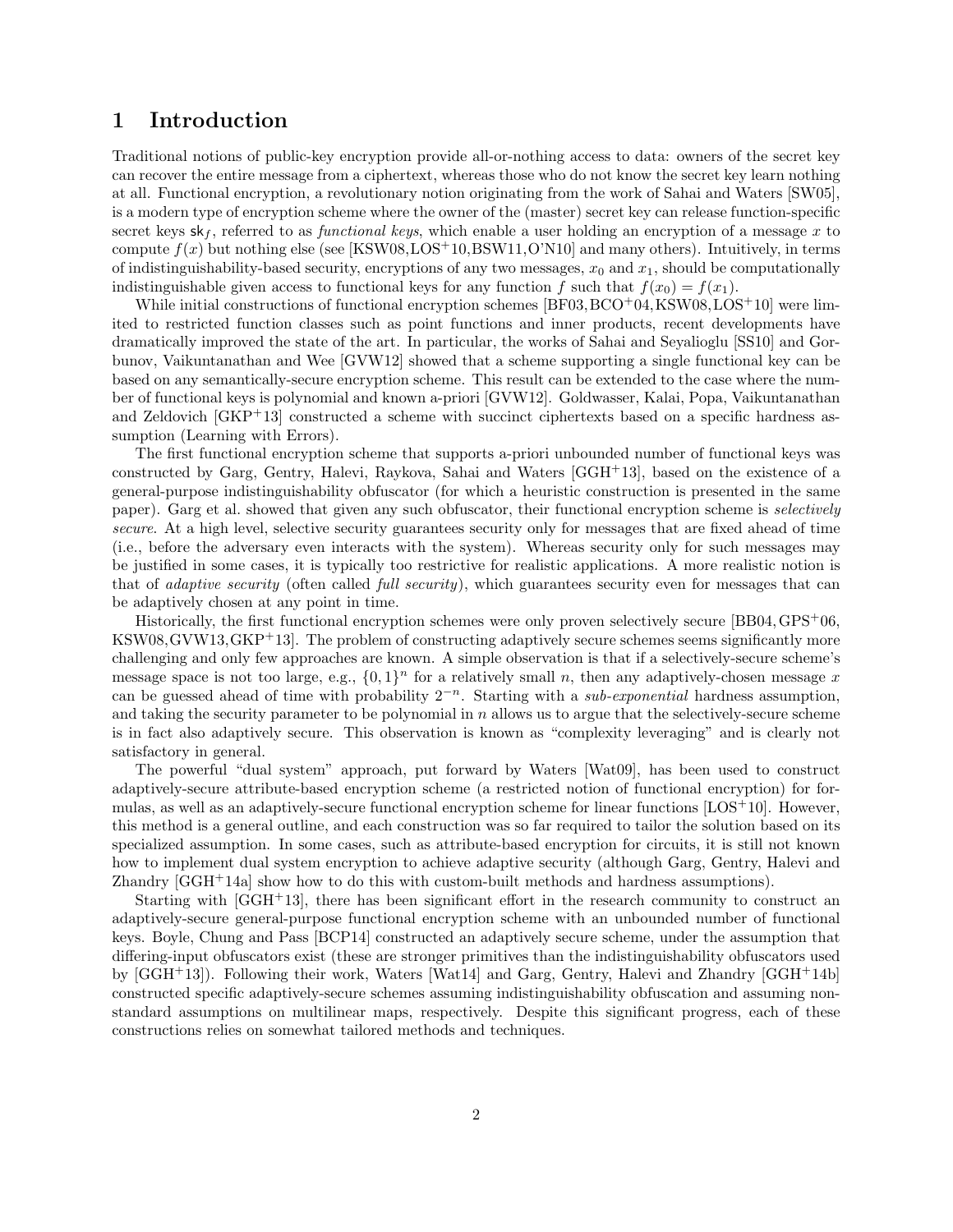# 1 Introduction

Traditional notions of public-key encryption provide all-or-nothing access to data: owners of the secret key can recover the entire message from a ciphertext, whereas those who do not know the secret key learn nothing at all. Functional encryption, a revolutionary notion originating from the work of Sahai and Waters [SW05], is a modern type of encryption scheme where the owner of the (master) secret key can release function-specific secret keys $\mathsf{sk}_f$, referred to as *functional keys*, which enable a user holding an encryption of a message $x$ to compute $f(x)$ but nothing else (see [KSW08,LOS+10,BSW11,O'N10] and many others). Intuitively, in terms of indistinguishability-based security, encryptions of any two messages, $x_0$ and $x_1$, should be computationally indistinguishable given access to functional keys for any function $f$ such that $f(x_0) = f(x_1)$.

While initial constructions of functional encryption schemes [BF03,BCO+04,KSW08,LOS+10] were limited to restricted function classes such as point functions and inner products, recent developments have dramatically improved the state of the art. In particular, the works of Sahai and Seyalioglu [SS10] and Gorbunov, Vaikuntanathan and Wee [GVW12] showed that a scheme supporting a single functional key can be based on any semantically-secure encryption scheme. This result can be extended to the case where the number of functional keys is polynomial and known a-priori [GVW12]. Goldwasser, Kalai, Popa, Vaikuntanathan and Zeldovich [GKP+13] constructed a scheme with succinct ciphertexts based on a specific hardness assumption (Learning with Errors).

The first functional encryption scheme that supports a-priori unbounded number of functional keys was constructed by Garg, Gentry, Halevi, Raykova, Sahai and Waters [GGH+13], based on the existence of a general-purpose indistinguishability obfuscator (for which a heuristic construction is presented in the same paper). Garg et al. showed that given any such obfuscator, their functional encryption scheme is *selectively secure*. At a high level, selective security guarantees security only for messages that are fixed ahead of time (i.e., before the adversary even interacts with the system). Whereas security only for such messages may be justified in some cases, it is typically too restrictive for realistic applications. A more realistic notion is that of *adaptive security* (often called *full security*), which guarantees security even for messages that can be adaptively chosen at any point in time.

Historically, the first functional encryption schemes were only proven selectively secure [BB04, GPS+06, KSW08, GVW13, GKP+13]. The problem of constructing adaptively secure schemes seems significantly more challenging and only few approaches are known. A simple observation is that if a selectively-secure scheme's message space is not too large, e.g., $\{0,1\}^n$ for a relatively small $n$, then any adaptively-chosen message $x$ can be guessed ahead of time with probability $2^{-n}$. Starting with a *sub-exponential* hardness assumption, and taking the security parameter to be polynomial in $n$ allows us to argue that the selectively-secure scheme is in fact also adaptively secure. This observation is known as "complexity leveraging" and is clearly not satisfactory in general.

The powerful "dual system" approach, put forward by Waters [Wat09], has been used to construct adaptively-secure attribute-based encryption scheme (a restricted notion of functional encryption) for formulas, as well as an adaptively-secure functional encryption scheme for linear functions [LOS+10]. However, this method is a general outline, and each construction was so far required to tailor the solution based on its specialized assumption. In some cases, such as attribute-based encryption for circuits, it is still not known how to implement dual system encryption to achieve adaptive security (although Garg, Gentry, Halevi and Zhandry [GGH+14a] show how to do this with custom-built methods and hardness assumptions).

Starting with [GGH+13], there has been significant effort in the research community to construct an adaptively-secure general-purpose functional encryption scheme with an unbounded number of functional keys. Boyle, Chung and Pass [BCP14] constructed an adaptively secure scheme, under the assumption that differing-input obfuscators exist (these are stronger primitives than the indistinguishability obfuscators used by [GGH+13]). Following their work, Waters [Wat14] and Garg, Gentry, Halevi and Zhandry [GGH+14b] constructed specific adaptively-secure schemes assuming indistinguishability obfuscation and assuming non-standard assumptions on multilinear maps, respectively. Despite this significant progress, each of these constructions relies on somewhat tailored methods and techniques.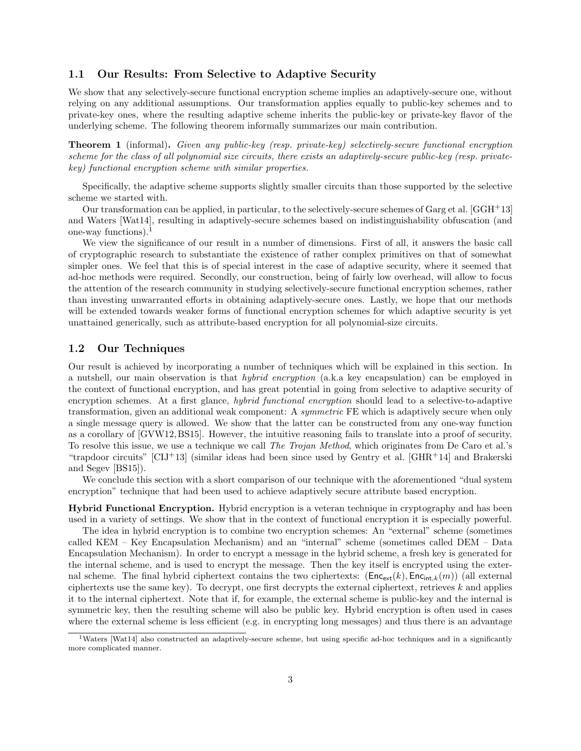### 1.1 Our Results: From Selective to Adaptive Security

We show that any selectively-secure functional encryption scheme implies an adaptively-secure one, without relying on any additional assumptions. Our transformation applies equally to public-key schemes and to private-key ones, where the resulting adaptive scheme inherits the public-key or private-key flavor of the underlying scheme. The following theorem informally summarizes our main contribution.

**Theorem 1** (informal)**.** *Given any public-key (resp. private-key) selectively-secure functional encryption scheme for the class of all polynomial size circuits, there exists an adaptively-secure public-key (resp. private-key) functional encryption scheme with similar properties.*

Specifically, the adaptive scheme supports slightly smaller circuits than those supported by the selective scheme we started with.

Our transformation can be applied, in particular, to the selectively-secure schemes of Garg et al. [GGH+13] and Waters [Wat14], resulting in adaptively-secure schemes based on indistinguishability obfuscation (and one-way functions).[1]

We view the significance of our result in a number of dimensions. First of all, it answers the basic call of cryptographic research to substantiate the existence of rather complex primitives on that of somewhat simpler ones. We feel that this is of special interest in the case of adaptive security, where it seemed that ad-hoc methods were required. Secondly, our construction, being of fairly low overhead, will allow to focus the attention of the research community in studying selectively-secure functional encryption schemes, rather than investing unwarranted efforts in obtaining adaptively-secure ones. Lastly, we hope that our methods will be extended towards weaker forms of functional encryption schemes for which adaptive security is yet unattained generically, such as attribute-based encryption for all polynomial-size circuits.

### 1.2 Our Techniques

Our result is achieved by incorporating a number of techniques which will be explained in this section. In a nutshell, our main observation is that *hybrid encryption* (a.k.a key encapsulation) can be employed in the context of functional encryption, and has great potential in going from selective to adaptive security of encryption schemes. At a first glance, *hybrid functional encryption* should lead to a selective-to-adaptive transformation, given an additional weak component: A *symmetric* FE which is adaptively secure when only a single message query is allowed. We show that the latter can be constructed from any one-way function as a corollary of [GVW12, BS15]. However, the intuitive reasoning fails to translate into a proof of security. To resolve this issue, we use a technique we call *The Trojan Method*, which originates from De Caro et al.'s "trapdoor circuits" [CIJ+13] (similar ideas had been since used by Gentry et al. [GHR+14] and Brakerski and Segev [BS15]).

We conclude this section with a short comparison of our technique with the aforementioned "dual system encryption" technique that had been used to achieve adaptively secure attribute based encryption.

**Hybrid Functional Encryption.** Hybrid encryption is a veteran technique in cryptography and has been used in a variety of settings. We show that in the context of functional encryption it is especially powerful.

The idea in hybrid encryption is to combine two encryption schemes: An "external" scheme (sometimes called KEM – Key Encapsulation Mechanism) and an "internal" scheme (sometimes called DEM – Data Encapsulation Mechanism). In order to encrypt a message in the hybrid scheme, a fresh key is generated for the internal scheme, and is used to encrypt the message. Then the key itself is encrypted using the external scheme. The final hybrid ciphertext contains the two ciphertexts: $(\mathsf{Enc}_{\mathsf{ext}}(k), \mathsf{Enc}_{\mathsf{int},k}(m))$ (all external ciphertexts use the same key). To decrypt, one first decrypts the external ciphertext, retrieves $k$ and applies it to the internal ciphertext. Note that if, for example, the external scheme is public-key and the internal is symmetric key, then the resulting scheme will also be public key. Hybrid encryption is often used in cases where the external scheme is less efficient (e.g. in encrypting long messages) and thus there is an advantage

[1] Waters [Wat14] also constructed an adaptively-secure scheme, but using specific ad-hoc techniques and in a significantly more complicated manner.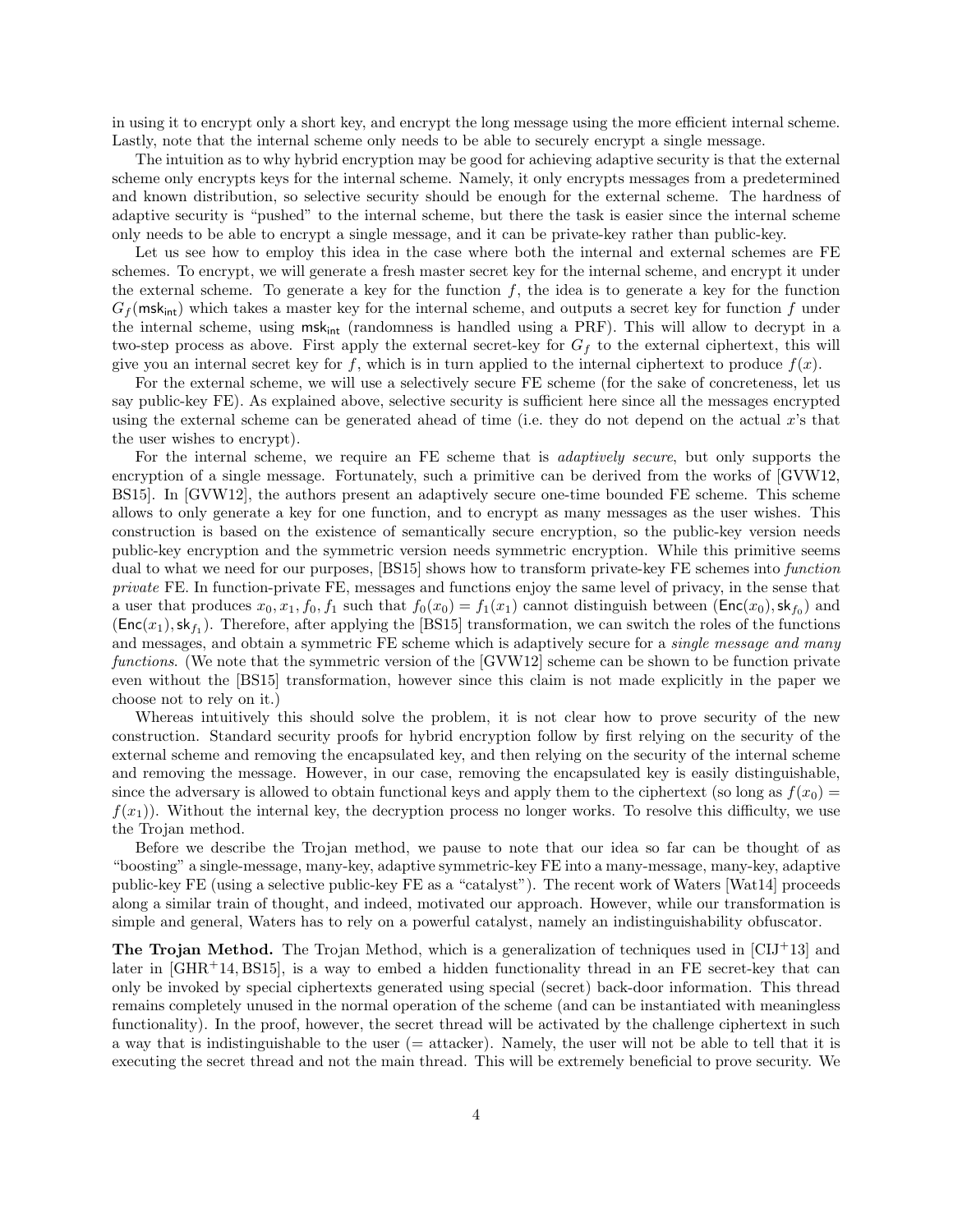in using it to encrypt only a short key, and encrypt the long message using the more efficient internal scheme. Lastly, note that the internal scheme only needs to be able to securely encrypt a single message.

The intuition as to why hybrid encryption may be good for achieving adaptive security is that the external scheme only encrypts keys for the internal scheme. Namely, it only encrypts messages from a predetermined and known distribution, so selective security should be enough for the external scheme. The hardness of adaptive security is "pushed" to the internal scheme, but there the task is easier since the internal scheme only needs to be able to encrypt a single message, and it can be private-key rather than public-key.

Let us see how to employ this idea in the case where both the internal and external schemes are FE schemes. To encrypt, we will generate a fresh master secret key for the internal scheme, and encrypt it under the external scheme. To generate a key for the function $f$, the idea is to generate a key for the function $G_f(\mathsf{msk}_{\mathsf{int}})$ which takes a master key for the internal scheme, and outputs a secret key for function $f$ under the internal scheme, using $\mathsf{msk}_{\mathsf{int}}$ (randomness is handled using a PRF). This will allow to decrypt in a two-step process as above. First apply the external secret-key for $G_f$ to the external ciphertext, this will give you an internal secret key for $f$, which is in turn applied to the internal ciphertext to produce $f(x)$.

For the external scheme, we will use a selectively secure FE scheme (for the sake of concreteness, let us say public-key FE). As explained above, selective security is sufficient here since all the messages encrypted using the external scheme can be generated ahead of time (i.e. they do not depend on the actual $x$'s that the user wishes to encrypt).

For the internal scheme, we require an FE scheme that is *adaptively secure*, but only supports the encryption of a single message. Fortunately, such a primitive can be derived from the works of [GVW12, BS15]. In [GVW12], the authors present an adaptively secure one-time bounded FE scheme. This scheme allows to only generate a key for one function, and to encrypt as many messages as the user wishes. This construction is based on the existence of semantically secure encryption, so the public-key version needs public-key encryption and the symmetric version needs symmetric encryption. While this primitive seems dual to what we need for our purposes, [BS15] shows how to transform private-key FE schemes into *function private* FE. In function-private FE, messages and functions enjoy the same level of privacy, in the sense that a user that produces $x_0, x_1, f_0, f_1$ such that $f_0(x_0) = f_1(x_1)$ cannot distinguish between $(\mathsf{Enc}(x_0), \mathsf{sk}_{f_0})$ and $(\mathsf{Enc}(x_1), \mathsf{sk}_{f_1})$. Therefore, after applying the [BS15] transformation, we can switch the roles of the functions and messages, and obtain a symmetric FE scheme which is adaptively secure for a *single message and many functions*. (We note that the symmetric version of the [GVW12] scheme can be shown to be function private even without the [BS15] transformation, however since this claim is not made explicitly in the paper we choose not to rely on it.)

Whereas intuitively this should solve the problem, it is not clear how to prove security of the new construction. Standard security proofs for hybrid encryption follow by first relying on the security of the external scheme and removing the encapsulated key, and then relying on the security of the internal scheme and removing the message. However, in our case, removing the encapsulated key is easily distinguishable, since the adversary is allowed to obtain functional keys and apply them to the ciphertext (so long as $f(x_0) = f(x_1)$). Without the internal key, the decryption process no longer works. To resolve this difficulty, we use the Trojan method.

Before we describe the Trojan method, we pause to note that our idea so far can be thought of as "boosting" a single-message, many-key, adaptive symmetric-key FE into a many-message, many-key, adaptive public-key FE (using a selective public-key FE as a "catalyst"). The recent work of Waters [Wat14] proceeds along a similar train of thought, and indeed, motivated our approach. However, while our transformation is simple and general, Waters has to rely on a powerful catalyst, namely an indistinguishability obfuscator.

**The Trojan Method.** The Trojan Method, which is a generalization of techniques used in [CIJ+13] and later in [GHR+14, BS15], is a way to embed a hidden functionality thread in an FE secret-key that can only be invoked by special ciphertexts generated using special (secret) back-door information. This thread remains completely unused in the normal operation of the scheme (and can be instantiated with meaningless functionality). In the proof, however, the secret thread will be activated by the challenge ciphertext in such a way that is indistinguishable to the user (= attacker). Namely, the user will not be able to tell that it is executing the secret thread and not the main thread. This will be extremely beneficial to prove security. We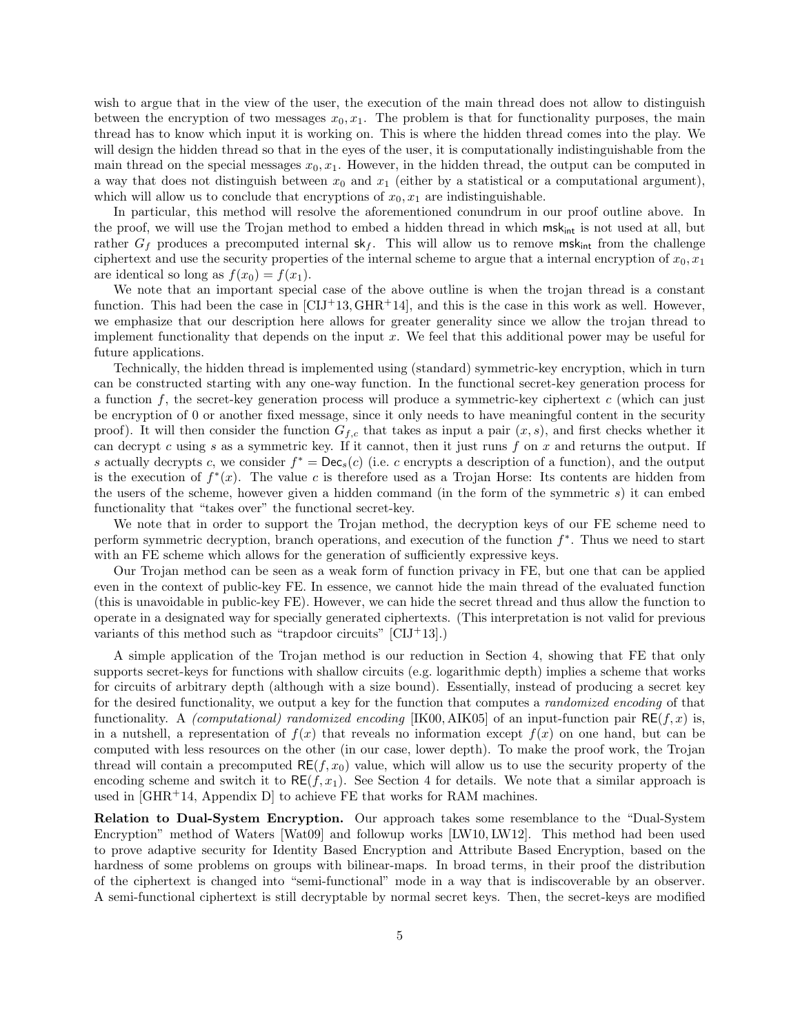wish to argue that in the view of the user, the execution of the main thread does not allow to distinguish between the encryption of two messages $x_0, x_1$. The problem is that for functionality purposes, the main thread has to know which input it is working on. This is where the hidden thread comes into the play. We will design the hidden thread so that in the eyes of the user, it is computationally indistinguishable from the main thread on the special messages $x_0, x_1$. However, in the hidden thread, the output can be computed in a way that does not distinguish between $x_0$ and $x_1$ (either by a statistical or a computational argument), which will allow us to conclude that encryptions of $x_0, x_1$ are indistinguishable.

In particular, this method will resolve the aforementioned conundrum in our proof outline above. In the proof, we will use the Trojan method to embed a hidden thread in which $\mathsf{msk}_{\mathsf{int}}$ is not used at all, but rather $G_f$ produces a precomputed internal $\mathsf{sk}_f$. This will allow us to remove $\mathsf{msk}_{\mathsf{int}}$ from the challenge ciphertext and use the security properties of the internal scheme to argue that a internal encryption of $x_0, x_1$ are identical so long as $f(x_0) = f(x_1)$.

We note that an important special case of the above outline is when the trojan thread is a constant function. This had been the case in [CIJ+13, GHR+14], and this is the case in this work as well. However, we emphasize that our description here allows for greater generality since we allow the trojan thread to implement functionality that depends on the input $x$. We feel that this additional power may be useful for future applications.

Technically, the hidden thread is implemented using (standard) symmetric-key encryption, which in turn can be constructed starting with any one-way function. In the functional secret-key generation process for a function $f$, the secret-key generation process will produce a symmetric-key ciphertext $c$ (which can just be encryption of 0 or another fixed message, since it only needs to have meaningful content in the security proof). It will then consider the function $G_{f,c}$ that takes as input a pair $(x, s)$, and first checks whether it can decrypt $c$ using $s$ as a symmetric key. If it cannot, then it just runs $f$ on $x$ and returns the output. If $s$ actually decrypts $c$, we consider $f^* = \mathsf{Dec}_s(c)$ (i.e. $c$ encrypts a description of a function), and the output is the execution of $f^*(x)$. The value $c$ is therefore used as a Trojan Horse: Its contents are hidden from the users of the scheme, however given a hidden command (in the form of the symmetric $s$) it can embed functionality that "takes over" the functional secret-key.

We note that in order to support the Trojan method, the decryption keys of our FE scheme need to perform symmetric decryption, branch operations, and execution of the function $f^*$. Thus we need to start with an FE scheme which allows for the generation of sufficiently expressive keys.

Our Trojan method can be seen as a weak form of function privacy in FE, but one that can be applied even in the context of public-key FE. In essence, we cannot hide the main thread of the evaluated function (this is unavoidable in public-key FE). However, we can hide the secret thread and thus allow the function to operate in a designated way for specially generated ciphertexts. (This interpretation is not valid for previous variants of this method such as "trapdoor circuits" [CIJ+13].)

A simple application of the Trojan method is our reduction in Section 4, showing that FE that only supports secret-keys for functions with shallow circuits (e.g. logarithmic depth) implies a scheme that works for circuits of arbitrary depth (although with a size bound). Essentially, instead of producing a secret key for the desired functionality, we output a key for the function that computes a *randomized encoding* of that functionality. A *(computational) randomized encoding* [IK00, AIK05] of an input-function pair $\mathsf{RE}(f, x)$ is, in a nutshell, a representation of $f(x)$ that reveals no information except $f(x)$ on one hand, but can be computed with less resources on the other (in our case, lower depth). To make the proof work, the Trojan thread will contain a precomputed $\mathsf{RE}(f, x_0)$ value, which will allow us to use the security property of the encoding scheme and switch it to $\mathsf{RE}(f, x_1)$. See Section 4 for details. We note that a similar approach is used in [GHR+14, Appendix D] to achieve FE that works for RAM machines.

**Relation to Dual-System Encryption.** Our approach takes some resemblance to the "Dual-System Encryption" method of Waters [Wat09] and followup works [LW10, LW12]. This method had been used to prove adaptive security for Identity Based Encryption and Attribute Based Encryption, based on the hardness of some problems on groups with bilinear-maps. In broad terms, in their proof the distribution of the ciphertext is changed into "semi-functional" mode in a way that is indiscoverable by an observer. A semi-functional ciphertext is still decryptable by normal secret keys. Then, the secret-keys are modified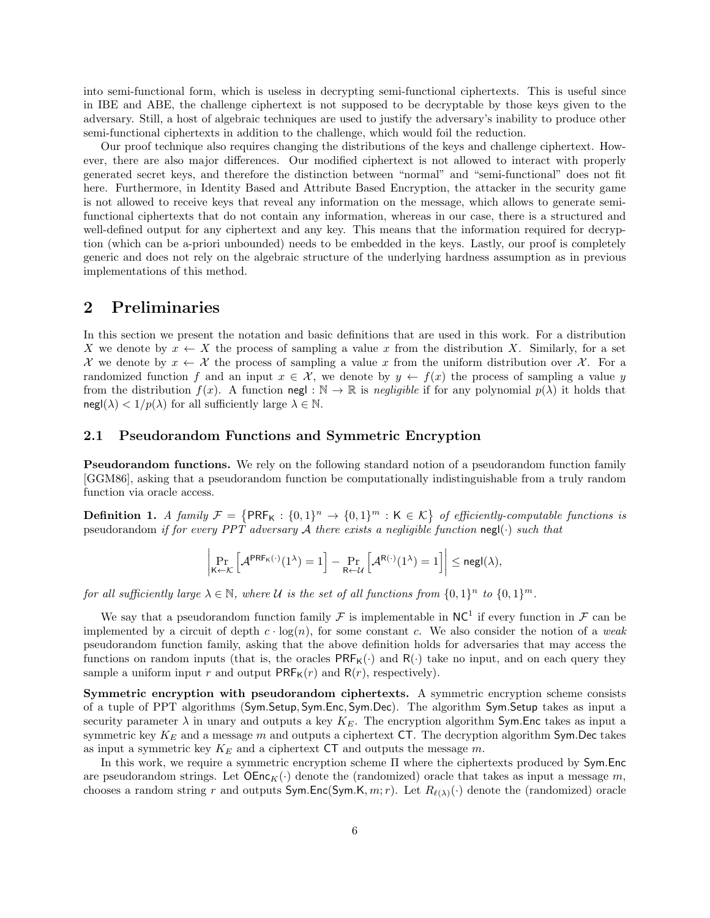into semi-functional form, which is useless in decrypting semi-functional ciphertexts. This is useful since in IBE and ABE, the challenge ciphertext is not supposed to be decryptable by those keys given to the adversary. Still, a host of algebraic techniques are used to justify the adversary's inability to produce other semi-functional ciphertexts in addition to the challenge, which would foil the reduction.

Our proof technique also requires changing the distributions of the keys and challenge ciphertext. However, there are also major differences. Our modified ciphertext is not allowed to interact with properly generated secret keys, and therefore the distinction between "normal" and "semi-functional" does not fit here. Furthermore, in Identity Based and Attribute Based Encryption, the attacker in the security game is not allowed to receive keys that reveal any information on the message, which allows to generate semi-functional ciphertexts that do not contain any information, whereas in our case, there is a structured and well-defined output for any ciphertext and any key. This means that the information required for decryption (which can be a-priori unbounded) needs to be embedded in the keys. Lastly, our proof is completely generic and does not rely on the algebraic structure of the underlying hardness assumption as in previous implementations of this method.

## 2 Preliminaries

In this section we present the notation and basic definitions that are used in this work. For a distribution $X$ we denote by $x \leftarrow X$ the process of sampling a value $x$ from the distribution $X$. Similarly, for a set $\mathcal{X}$ we denote by $x \leftarrow \mathcal{X}$ the process of sampling a value $x$ from the uniform distribution over $\mathcal{X}$. For a randomized function $f$ and an input $x \in \mathcal{X}$, we denote by $y \leftarrow f(x)$ the process of sampling a value $y$ from the distribution $f(x)$. A function $\mathsf{negl} : \mathbb{N} \rightarrow \mathbb{R}$ is *negligible* if for any polynomial $p(\lambda)$ it holds that $\mathsf{negl}(\lambda) < 1/p(\lambda)$ for all sufficiently large $\lambda \in \mathbb{N}$.

### 2.1 Pseudorandom Functions and Symmetric Encryption

**Pseudorandom functions.** We rely on the following standard notion of a pseudorandom function family [GGM86], asking that a pseudorandom function be computationally indistinguishable from a truly random function via oracle access.

**Definition 1.** *A family $\mathcal{F} = \left\{\mathsf{PRF}_\mathsf{K} : \{0,1\}^n \rightarrow \{0,1\}^m : \mathsf{K} \in \mathcal{K}\right\}$ of efficiently-computable functions is* pseudorandom *if for every PPT adversary $\mathcal{A}$ there exists a negligible function $\mathsf{negl}(\cdot)$ such that*

$$\left| \Pr_{\mathsf{K} \leftarrow \mathcal{K}} \left[\mathcal{A}^{\mathsf{PRF}_\mathsf{K}(\cdot)}(1^\lambda) = 1\right] - \Pr_{\mathsf{R} \leftarrow \mathcal{U}} \left[\mathcal{A}^{\mathsf{R}(\cdot)}(1^\lambda) = 1\right] \right| \leq \mathsf{negl}(\lambda),$$

*for all sufficiently large $\lambda \in \mathbb{N}$, where $\mathcal{U}$ is the set of all functions from $\{0,1\}^n$ to $\{0,1\}^m$.*

We say that a pseudorandom function family $\mathcal{F}$ is implementable in $\mathsf{NC}^1$ if every function in $\mathcal{F}$ can be implemented by a circuit of depth $c \cdot \log(n)$, for some constant $c$. We also consider the notion of a *weak* pseudorandom function family, asking that the above definition holds for adversaries that may access the functions on random inputs (that is, the oracles $\mathsf{PRF}_\mathsf{K}(\cdot)$ and $\mathsf{R}(\cdot)$ take no input, and on each query they sample a uniform input $r$ and output $\mathsf{PRF}_\mathsf{K}(r)$ and $\mathsf{R}(r)$, respectively).

**Symmetric encryption with pseudorandom ciphertexts.** A symmetric encryption scheme consists of a tuple of PPT algorithms ($\mathsf{Sym.Setup}, \mathsf{Sym.Enc}, \mathsf{Sym.Dec}$). The algorithm $\mathsf{Sym.Setup}$ takes as input a security parameter $\lambda$ in unary and outputs a key $K_E$. The encryption algorithm $\mathsf{Sym.Enc}$ takes as input a symmetric key $K_E$ and a message $m$ and outputs a ciphertext $\mathsf{CT}$. The decryption algorithm $\mathsf{Sym.Dec}$ takes as input a symmetric key $K_E$ and a ciphertext $\mathsf{CT}$ and outputs the message $m$.

In this work, we require a symmetric encryption scheme $\Pi$ where the ciphertexts produced by $\mathsf{Sym.Enc}$ are pseudorandom strings. Let $\mathsf{OEnc}_K(\cdot)$ denote the (randomized) oracle that takes as input a message $m$, chooses a random string $r$ and outputs $\mathsf{Sym.Enc}(\mathsf{Sym.K}, m; r)$. Let $R_{\ell(\lambda)}(\cdot)$ denote the (randomized) oracle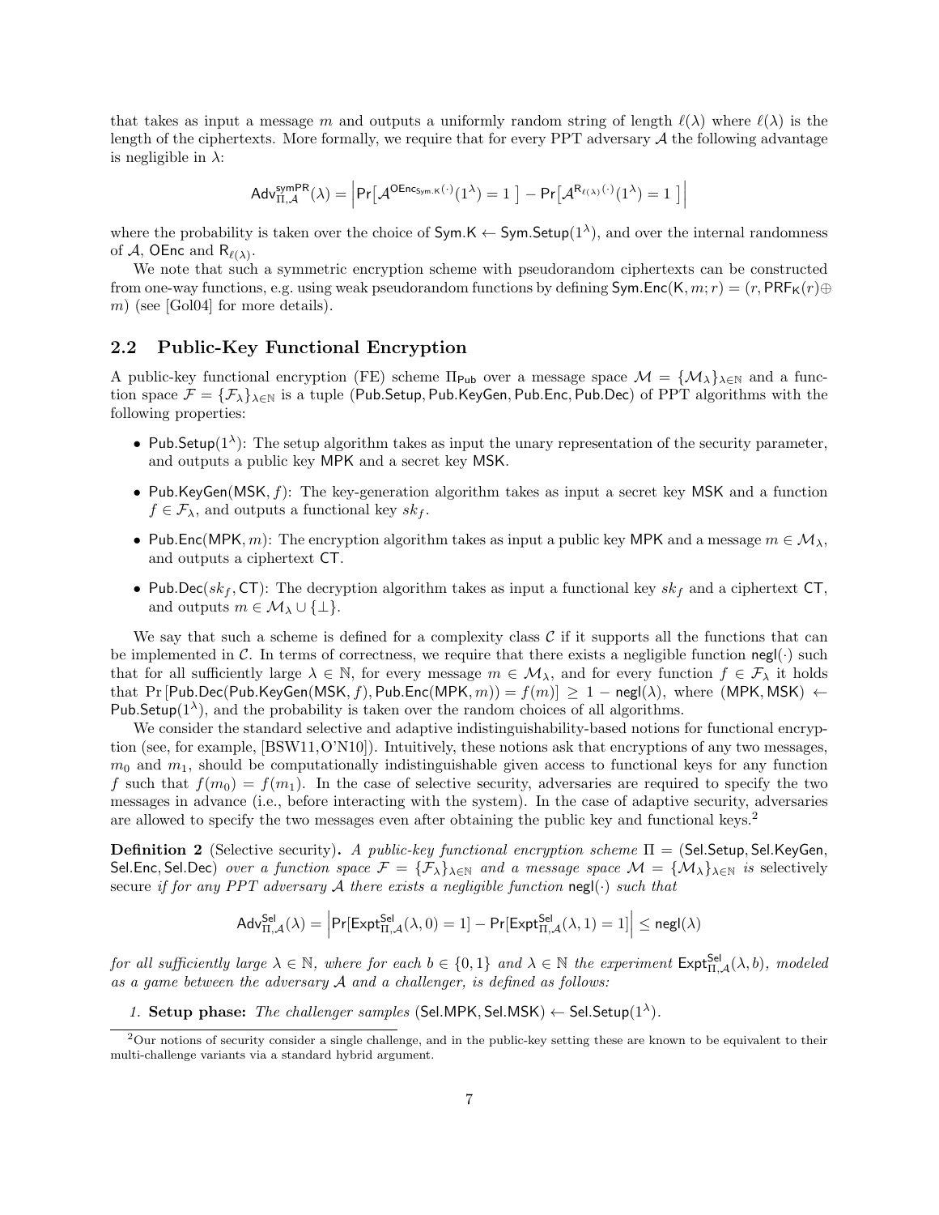that takes as input a message $m$ and outputs a uniformly random string of length $\ell(\lambda)$ where $\ell(\lambda)$ is the length of the ciphertexts. More formally, we require that for every PPT adversary $\mathcal{A}$ the following advantage is negligible in $\lambda$:

$$\mathsf{Adv}^{\mathsf{symPR}}_{\Pi,\mathcal{A}}(\lambda) = \left| \Pr\left[\mathcal{A}^{\mathsf{OEnc}_{\mathsf{Sym.K}}(\cdot)}(1^\lambda) = 1\right] - \Pr\left[\mathcal{A}^{\mathsf{R}_{\ell(\lambda)}(\cdot)}(1^\lambda) = 1\right] \right|$$

where the probability is taken over the choice of $\mathsf{Sym.K} \leftarrow \mathsf{Sym.Setup}(1^\lambda)$, and over the internal randomness of $\mathcal{A}$, $\mathsf{OEnc}$ and $\mathsf{R}_{\ell(\lambda)}$.

We note that such a symmetric encryption scheme with pseudorandom ciphertexts can be constructed from one-way functions, e.g. using weak pseudorandom functions by defining $\mathsf{Sym.Enc}(\mathsf{K}, m; r) = (r, \mathsf{PRF}_{\mathsf{K}}(r) \oplus m)$ (see [Gol04] for more details).

## 2.2 Public-Key Functional Encryption

A public-key functional encryption (FE) scheme $\Pi_{\mathsf{Pub}}$ over a message space $\mathcal{M} = \{\mathcal{M}_\lambda\}_{\lambda \in \mathbb{N}}$ and a function space $\mathcal{F} = \{\mathcal{F}_\lambda\}_{\lambda \in \mathbb{N}}$ is a tuple $(\mathsf{Pub.Setup}, \mathsf{Pub.KeyGen}, \mathsf{Pub.Enc}, \mathsf{Pub.Dec})$ of PPT algorithms with the following properties:

- $\mathsf{Pub.Setup}(1^\lambda)$: The setup algorithm takes as input the unary representation of the security parameter, and outputs a public key $\mathsf{MPK}$ and a secret key $\mathsf{MSK}$.
- $\mathsf{Pub.KeyGen}(\mathsf{MSK}, f)$: The key-generation algorithm takes as input a secret key $\mathsf{MSK}$ and a function $f \in \mathcal{F}_\lambda$, and outputs a functional key $sk_f$.
- $\mathsf{Pub.Enc}(\mathsf{MPK}, m)$: The encryption algorithm takes as input a public key $\mathsf{MPK}$ and a message $m \in \mathcal{M}_\lambda$, and outputs a ciphertext $\mathsf{CT}$.
- $\mathsf{Pub.Dec}(sk_f, \mathsf{CT})$: The decryption algorithm takes as input a functional key $sk_f$ and a ciphertext $\mathsf{CT}$, and outputs $m \in \mathcal{M}_\lambda \cup \{\bot\}$.

We say that such a scheme is defined for a complexity class $\mathcal{C}$ if it supports all the functions that can be implemented in $\mathcal{C}$. In terms of correctness, we require that there exists a negligible function $\mathsf{negl}(\cdot)$ such that for all sufficiently large $\lambda \in \mathbb{N}$, for every message $m \in \mathcal{M}_\lambda$, and for every function $f \in \mathcal{F}_\lambda$ it holds that $\Pr\left[\mathsf{Pub.Dec}(\mathsf{Pub.KeyGen}(\mathsf{MSK}, f), \mathsf{Pub.Enc}(\mathsf{MPK}, m)) = f(m)\right] \geq 1 - \mathsf{negl}(\lambda)$, where $(\mathsf{MPK}, \mathsf{MSK}) \leftarrow \mathsf{Pub.Setup}(1^\lambda)$, and the probability is taken over the random choices of all algorithms.

We consider the standard selective and adaptive indistinguishability-based notions for functional encryption (see, for example, [BSW11, O'N10]). Intuitively, these notions ask that encryptions of any two messages, $m_0$ and $m_1$, should be computationally indistinguishable given access to functional keys for any function $f$ such that $f(m_0) = f(m_1)$. In the case of selective security, adversaries are required to specify the two messages in advance (i.e., before interacting with the system). In the case of adaptive security, adversaries are allowed to specify the two messages even after obtaining the public key and functional keys.[2]

**Definition 2** (Selective security)**.** *A public-key functional encryption scheme* $\Pi = (\mathsf{Sel.Setup}, \mathsf{Sel.KeyGen}, \mathsf{Sel.Enc}, \mathsf{Sel.Dec})$ *over a function space* $\mathcal{F} = \{\mathcal{F}_\lambda\}_{\lambda \in \mathbb{N}}$ *and a message space* $\mathcal{M} = \{\mathcal{M}_\lambda\}_{\lambda \in \mathbb{N}}$ *is* selectively secure *if for any PPT adversary* $\mathcal{A}$ *there exists a negligible function* $\mathsf{negl}(\cdot)$ *such that*

$$\mathsf{Adv}^{\mathsf{Sel}}_{\Pi,\mathcal{A}}(\lambda) = \left| \Pr[\mathsf{Expt}^{\mathsf{Sel}}_{\Pi,\mathcal{A}}(\lambda, 0) = 1] - \Pr[\mathsf{Expt}^{\mathsf{Sel}}_{\Pi,\mathcal{A}}(\lambda, 1) = 1] \right| \leq \mathsf{negl}(\lambda)$$

*for all sufficiently large* $\lambda \in \mathbb{N}$*, where for each* $b \in \{0, 1\}$ *and* $\lambda \in \mathbb{N}$ *the experiment* $\mathsf{Expt}^{\mathsf{Sel}}_{\Pi,\mathcal{A}}(\lambda, b)$*, modeled as a game between the adversary* $\mathcal{A}$ *and a challenger, is defined as follows:*

1. **Setup phase:** *The challenger samples* $(\mathsf{Sel.MPK}, \mathsf{Sel.MSK}) \leftarrow \mathsf{Sel.Setup}(1^\lambda)$.

[2] Our notions of security consider a single challenge, and in the public-key setting these are known to be equivalent to their multi-challenge variants via a standard hybrid argument.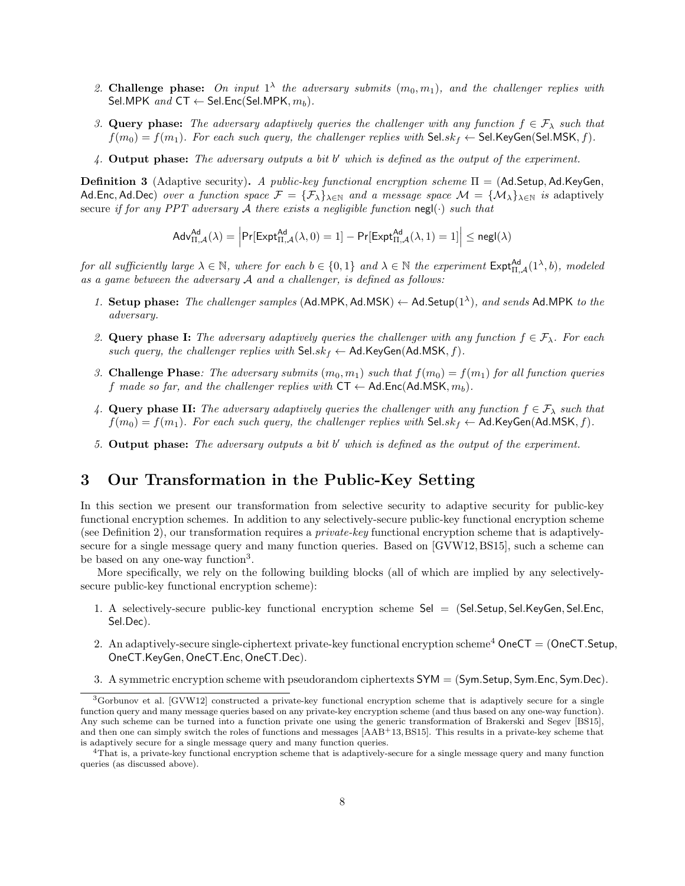2. **Challenge phase:** *On input* $1^\lambda$ *the adversary submits* $(m_0, m_1)$*, and the challenger replies with* $\mathsf{Sel.MPK}$ *and* $\mathsf{CT} \leftarrow \mathsf{Sel.Enc}(\mathsf{Sel.MPK}, m_b)$*.*

3. **Query phase:** *The adversary adaptively queries the challenger with any function* $f \in \mathcal{F}_\lambda$ *such that* $f(m_0) = f(m_1)$*. For each such query, the challenger replies with* $\mathsf{Sel}.sk_f \leftarrow \mathsf{Sel.KeyGen}(\mathsf{Sel.MSK}, f)$*.*

4. **Output phase:** *The adversary outputs a bit* $b'$ *which is defined as the output of the experiment.*

**Definition 3** (Adaptive security)**.** *A public-key functional encryption scheme* $\Pi = (\mathsf{Ad.Setup}, \mathsf{Ad.KeyGen}, \mathsf{Ad.Enc}, \mathsf{Ad.Dec})$ *over a function space* $\mathcal{F} = \{\mathcal{F}_\lambda\}_{\lambda \in \mathbb{N}}$ *and a message space* $\mathcal{M} = \{\mathcal{M}_\lambda\}_{\lambda \in \mathbb{N}}$ *is* adaptively secure *if for any PPT adversary* $\mathcal{A}$ *there exists a negligible function* $\mathsf{negl}(\cdot)$ *such that*

$$\mathsf{Adv}^{\mathsf{Ad}}_{\Pi,\mathcal{A}}(\lambda) = \left| \Pr[\mathsf{Expt}^{\mathsf{Ad}}_{\Pi,\mathcal{A}}(\lambda, 0) = 1] - \Pr[\mathsf{Expt}^{\mathsf{Ad}}_{\Pi,\mathcal{A}}(\lambda, 1) = 1] \right| \leq \mathsf{negl}(\lambda)$$

*for all sufficiently large* $\lambda \in \mathbb{N}$*, where for each* $b \in \{0,1\}$ *and* $\lambda \in \mathbb{N}$ *the experiment* $\mathsf{Expt}^{\mathsf{Ad}}_{\Pi,\mathcal{A}}(1^\lambda, b)$*, modeled as a game between the adversary* $\mathcal{A}$ *and a challenger, is defined as follows:*

1. **Setup phase:** *The challenger samples* $(\mathsf{Ad.MPK}, \mathsf{Ad.MSK}) \leftarrow \mathsf{Ad.Setup}(1^\lambda)$*, and sends* $\mathsf{Ad.MPK}$ *to the adversary.*

2. **Query phase I:** *The adversary adaptively queries the challenger with any function* $f \in \mathcal{F}_\lambda$*. For each such query, the challenger replies with* $\mathsf{Sel}.sk_f \leftarrow \mathsf{Ad.KeyGen}(\mathsf{Ad.MSK}, f)$*.*

3. **Challenge Phase***: The adversary submits* $(m_0, m_1)$ *such that* $f(m_0) = f(m_1)$ *for all function queries* $f$ *made so far, and the challenger replies with* $\mathsf{CT} \leftarrow \mathsf{Ad.Enc}(\mathsf{Ad.MSK}, m_b)$*.*

4. **Query phase II:** *The adversary adaptively queries the challenger with any function* $f \in \mathcal{F}_\lambda$ *such that* $f(m_0) = f(m_1)$*. For each such query, the challenger replies with* $\mathsf{Sel}.sk_f \leftarrow \mathsf{Ad.KeyGen}(\mathsf{Ad.MSK}, f)$*.*

5. **Output phase:** *The adversary outputs a bit* $b'$ *which is defined as the output of the experiment.*

# 3 Our Transformation in the Public-Key Setting

In this section we present our transformation from selective security to adaptive security for public-key functional encryption schemes. In addition to any selectively-secure public-key functional encryption scheme (see Definition 2), our transformation requires a *private-key* functional encryption scheme that is adaptively-secure for a single message query and many function queries. Based on [GVW12, BS15], such a scheme can be based on any one-way function[3].

More specifically, we rely on the following building blocks (all of which are implied by any selectively-secure public-key functional encryption scheme):

1. A selectively-secure public-key functional encryption scheme $\mathsf{Sel} = (\mathsf{Sel.Setup}, \mathsf{Sel.KeyGen}, \mathsf{Sel.Enc}, \mathsf{Sel.Dec})$.

2. An adaptively-secure single-ciphertext private-key functional encryption scheme[4] $\mathsf{OneCT} = (\mathsf{OneCT.Setup}, \mathsf{OneCT.KeyGen}, \mathsf{OneCT.Enc}, \mathsf{OneCT.Dec})$.

3. A symmetric encryption scheme with pseudorandom ciphertexts $\mathsf{SYM} = (\mathsf{Sym.Setup}, \mathsf{Sym.Enc}, \mathsf{Sym.Dec})$.

---

[3] Gorbunov et al. [GVW12] constructed a private-key functional encryption scheme that is adaptively secure for a single function query and many message queries based on any private-key encryption scheme (and thus based on any one-way function). Any such scheme can be turned into a function private one using the generic transformation of Brakerski and Segev [BS15], and then one can simply switch the roles of functions and messages [AAB+13, BS15]. This results in a private-key scheme that is adaptively secure for a single message query and many function queries.

[4] That is, a private-key functional encryption scheme that is adaptively-secure for a single message query and many function queries (as discussed above).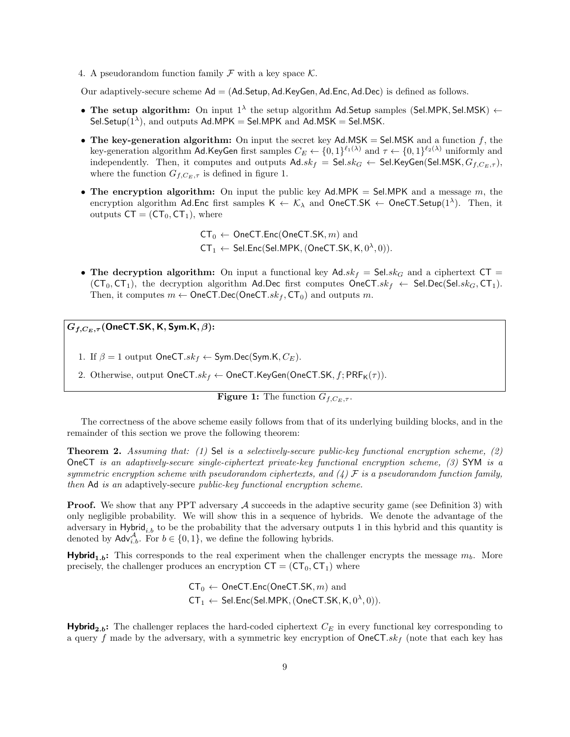4. A pseudorandom function family $\mathcal{F}$ with a key space $\mathcal{K}$.

Our adaptively-secure scheme $\mathsf{Ad} = (\mathsf{Ad.Setup}, \mathsf{Ad.KeyGen}, \mathsf{Ad.Enc}, \mathsf{Ad.Dec})$ is defined as follows.

- **The setup algorithm:** On input $1^\lambda$ the setup algorithm $\mathsf{Ad.Setup}$ samples $(\mathsf{Sel.MPK}, \mathsf{Sel.MSK}) \leftarrow \mathsf{Sel.Setup}(1^\lambda)$, and outputs $\mathsf{Ad.MPK} = \mathsf{Sel.MPK}$ and $\mathsf{Ad.MSK} = \mathsf{Sel.MSK}$.
- **The key-generation algorithm:** On input the secret key $\mathsf{Ad.MSK} = \mathsf{Sel.MSK}$ and a function $f$, the key-generation algorithm $\mathsf{Ad.KeyGen}$ first samples $C_E \leftarrow \{0,1\}^{\ell_1(\lambda)}$ and $\tau \leftarrow \{0,1\}^{\ell_2(\lambda)}$ uniformly and independently. Then, it computes and outputs $\mathsf{Ad}.sk_f = \mathsf{Sel}.sk_G \leftarrow \mathsf{Sel.KeyGen}(\mathsf{Sel.MSK}, G_{f,C_E,\tau})$, where the function $G_{f,C_E,\tau}$ is defined in figure 1.
- **The encryption algorithm:** On input the public key $\mathsf{Ad.MPK} = \mathsf{Sel.MPK}$ and a message $m$, the encryption algorithm $\mathsf{Ad.Enc}$ first samples $\mathsf{K} \leftarrow \mathcal{K}_\lambda$ and $\mathsf{OneCT.SK} \leftarrow \mathsf{OneCT.Setup}(1^\lambda)$. Then, it outputs $\mathsf{CT} = (\mathsf{CT}_0, \mathsf{CT}_1)$, where

$$\mathsf{CT}_0 \leftarrow \mathsf{OneCT.Enc}(\mathsf{OneCT.SK}, m) \text{ and}$$
$$\mathsf{CT}_1 \leftarrow \mathsf{Sel.Enc}(\mathsf{Sel.MPK}, (\mathsf{OneCT.SK}, \mathsf{K}, 0^\lambda, 0)).$$

- **The decryption algorithm:** On input a functional key $\mathsf{Ad}.sk_f = \mathsf{Sel}.sk_G$ and a ciphertext $\mathsf{CT} = (\mathsf{CT}_0, \mathsf{CT}_1)$, the decryption algorithm $\mathsf{Ad.Dec}$ first computes $\mathsf{OneCT}.sk_f \leftarrow \mathsf{Sel.Dec}(\mathsf{Sel}.sk_G, \mathsf{CT}_1)$. Then, it computes $m \leftarrow \mathsf{OneCT.Dec}(\mathsf{OneCT}.sk_f, \mathsf{CT}_0)$ and outputs $m$.

---

$\boldsymbol{G_{f,C_E,\tau}}$**(OneCT.SK, K, Sym.K, $\boldsymbol{\beta}$):**

1. If $\beta = 1$ output $\mathsf{OneCT}.sk_f \leftarrow \mathsf{Sym.Dec}(\mathsf{Sym.K}, C_E)$.
2. Otherwise, output $\mathsf{OneCT}.sk_f \leftarrow \mathsf{OneCT.KeyGen}(\mathsf{OneCT.SK}, f; \mathsf{PRF}_\mathsf{K}(\tau))$.

---

**Figure 1:** The function $G_{f,C_E,\tau}$.

The correctness of the above scheme easily follows from that of its underlying building blocks, and in the remainder of this section we prove the following theorem:

**Theorem 2.** *Assuming that: (1)* Sel *is a selectively-secure public-key functional encryption scheme, (2)* OneCT *is an adaptively-secure single-ciphertext private-key functional encryption scheme, (3)* SYM *is a symmetric encryption scheme with pseudorandom ciphertexts, and (4) $\mathcal{F}$ is a pseudorandom function family, then* Ad *is an* adaptively-secure *public-key functional encryption scheme.*

**Proof.** We show that any PPT adversary $\mathcal{A}$ succeeds in the adaptive security game (see Definition 3) with only negligible probability. We will show this in a sequence of hybrids. We denote the advantage of the adversary in $\mathsf{Hybrid}_{i.b}$ to be the probability that the adversary outputs 1 in this hybrid and this quantity is denoted by $\mathsf{Adv}^{\mathcal{A}}_{i.b}$. For $b \in \{0,1\}$, we define the following hybrids.

$\mathbf{Hybrid_{1.b}}$**:** This corresponds to the real experiment when the challenger encrypts the message $m_b$. More precisely, the challenger produces an encryption $\mathsf{CT} = (\mathsf{CT}_0, \mathsf{CT}_1)$ where

$$\mathsf{CT}_0 \leftarrow \mathsf{OneCT.Enc}(\mathsf{OneCT.SK}, m) \text{ and}$$
$$\mathsf{CT}_1 \leftarrow \mathsf{Sel.Enc}(\mathsf{Sel.MPK}, (\mathsf{OneCT.SK}, \mathsf{K}, 0^\lambda, 0)).$$

$\mathbf{Hybrid_{2.b}}$**:** The challenger replaces the hard-coded ciphertext $C_E$ in every functional key corresponding to a query $f$ made by the adversary, with a symmetric key encryption of $\mathsf{OneCT}.sk_f$ (note that each key has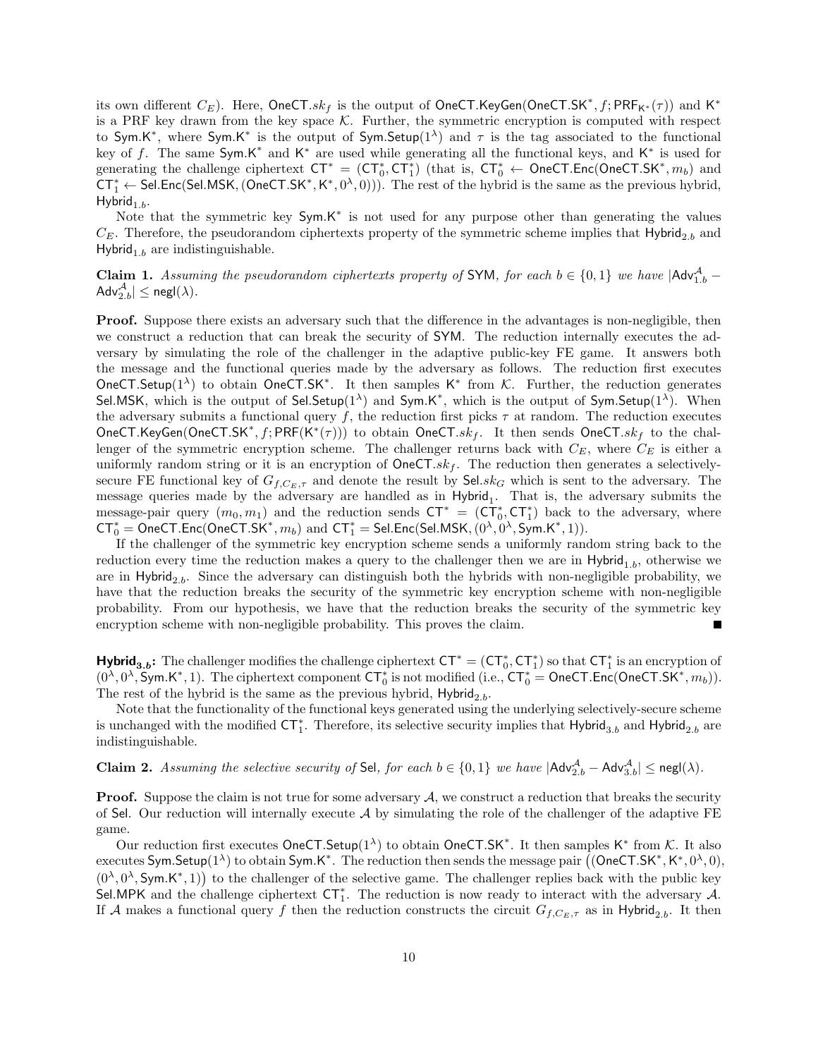its own different $C_E$). Here, $\mathsf{OneCT}.sk_f$ is the output of $\mathsf{OneCT.KeyGen}(\mathsf{OneCT.SK}^*, f; \mathsf{PRF}_{\mathsf{K}^*}(\tau))$ and $\mathsf{K}^*$ is a PRF key drawn from the key space $\mathcal{K}$. Further, the symmetric encryption is computed with respect to $\mathsf{Sym.K}^*$, where $\mathsf{Sym.K}^*$ is the output of $\mathsf{Sym.Setup}(1^\lambda)$ and $\tau$ is the tag associated to the functional key of $f$. The same $\mathsf{Sym.K}^*$ and $\mathsf{K}^*$ are used while generating all the functional keys, and $\mathsf{K}^*$ is used for generating the challenge ciphertext $\mathsf{CT}^* = (\mathsf{CT}_0^*, \mathsf{CT}_1^*)$ (that is, $\mathsf{CT}_0^* \leftarrow \mathsf{OneCT.Enc}(\mathsf{OneCT.SK}^*, m_b)$ and $\mathsf{CT}_1^* \leftarrow \mathsf{Sel.Enc}(\mathsf{Sel.MSK}, (\mathsf{OneCT.SK}^*, \mathsf{K}^*, 0^\lambda, 0)))$. The rest of the hybrid is the same as the previous hybrid, $\mathsf{Hybrid}_{1.b}$.

Note that the symmetric key $\mathsf{Sym.K}^*$ is not used for any purpose other than generating the values $C_E$. Therefore, the pseudorandom ciphertexts property of the symmetric scheme implies that $\mathsf{Hybrid}_{2.b}$ and $\mathsf{Hybrid}_{1.b}$ are indistinguishable.

**Claim 1.** *Assuming the pseudorandom ciphertexts property of* SYM*, for each $b \in \{0,1\}$ we have $|\mathsf{Adv}_{1.b}^{\mathcal{A}} - \mathsf{Adv}_{2.b}^{\mathcal{A}}| \leq \mathsf{negl}(\lambda)$.*

**Proof.** Suppose there exists an adversary such that the difference in the advantages is non-negligible, then we construct a reduction that can break the security of SYM. The reduction internally executes the adversary by simulating the role of the challenger in the adaptive public-key FE game. It answers both the message and the functional queries made by the adversary as follows. The reduction first executes $\mathsf{OneCT.Setup}(1^\lambda)$ to obtain $\mathsf{OneCT.SK}^*$. It then samples $\mathsf{K}^*$ from $\mathcal{K}$. Further, the reduction generates $\mathsf{Sel.MSK}$, which is the output of $\mathsf{Sel.Setup}(1^\lambda)$ and $\mathsf{Sym.K}^*$, which is the output of $\mathsf{Sym.Setup}(1^\lambda)$. When the adversary submits a functional query $f$, the reduction first picks $\tau$ at random. The reduction executes $\mathsf{OneCT.KeyGen}(\mathsf{OneCT.SK}^*, f; \mathsf{PRF}(\mathsf{K}^*(\tau)))$ to obtain $\mathsf{OneCT}.sk_f$. It then sends $\mathsf{OneCT}.sk_f$ to the challenger of the symmetric encryption scheme. The challenger returns back with $C_E$, where $C_E$ is either a uniformly random string or it is an encryption of $\mathsf{OneCT}.sk_f$. The reduction then generates a selectively-secure FE functional key of $G_{f,C_E,\tau}$ and denote the result by $\mathsf{Sel}.sk_G$ which is sent to the adversary. The message queries made by the adversary are handled as in $\mathsf{Hybrid}_1$. That is, the adversary submits the message-pair query $(m_0, m_1)$ and the reduction sends $\mathsf{CT}^* = (\mathsf{CT}_0^*, \mathsf{CT}_1^*)$ back to the adversary, where $\mathsf{CT}_0^* = \mathsf{OneCT.Enc}(\mathsf{OneCT.SK}^*, m_b)$ and $\mathsf{CT}_1^* = \mathsf{Sel.Enc}(\mathsf{Sel.MSK}, (0^\lambda, 0^\lambda, \mathsf{Sym.K}^*, 1))$.

If the challenger of the symmetric key encryption scheme sends a uniformly random string back to the reduction every time the reduction makes a query to the challenger then we are in $\mathsf{Hybrid}_{1.b}$, otherwise we are in $\mathsf{Hybrid}_{2.b}$. Since the adversary can distinguish both the hybrids with non-negligible probability, we have that the reduction breaks the security of the symmetric key encryption scheme with non-negligible probability. From our hypothesis, we have that the reduction breaks the security of the symmetric key encryption scheme with non-negligible probability. This proves the claim. ∎

**$\mathsf{Hybrid}_{3.b}$:** The challenger modifies the challenge ciphertext $\mathsf{CT}^* = (\mathsf{CT}_0^*, \mathsf{CT}_1^*)$ so that $\mathsf{CT}_1^*$ is an encryption of $(0^\lambda, 0^\lambda, \mathsf{Sym.K}^*, 1)$. The ciphertext component $\mathsf{CT}_0^*$ is not modified (i.e., $\mathsf{CT}_0^* = \mathsf{OneCT.Enc}(\mathsf{OneCT.SK}^*, m_b)$). The rest of the hybrid is the same as the previous hybrid, $\mathsf{Hybrid}_{2.b}$.

Note that the functionality of the functional keys generated using the underlying selectively-secure scheme is unchanged with the modified $\mathsf{CT}_1^*$. Therefore, its selective security implies that $\mathsf{Hybrid}_{3.b}$ and $\mathsf{Hybrid}_{2.b}$ are indistinguishable.

**Claim 2.** *Assuming the selective security of* Sel*, for each $b \in \{0,1\}$ we have $|\mathsf{Adv}_{2.b}^{\mathcal{A}} - \mathsf{Adv}_{3.b}^{\mathcal{A}}| \leq \mathsf{negl}(\lambda)$.*

**Proof.** Suppose the claim is not true for some adversary $\mathcal{A}$, we construct a reduction that breaks the security of Sel. Our reduction will internally execute $\mathcal{A}$ by simulating the role of the challenger of the adaptive FE game.

Our reduction first executes $\mathsf{OneCT.Setup}(1^\lambda)$ to obtain $\mathsf{OneCT.SK}^*$. It then samples $\mathsf{K}^*$ from $\mathcal{K}$. It also executes $\mathsf{Sym.Setup}(1^\lambda)$ to obtain $\mathsf{Sym.K}^*$. The reduction then sends the message pair $\big((\mathsf{OneCT.SK}^*, \mathsf{K}^*, 0^\lambda, 0), (0^\lambda, 0^\lambda, \mathsf{Sym.K}^*, 1)\big)$ to the challenger of the selective game. The challenger replies back with the public key $\mathsf{Sel.MPK}$ and the challenge ciphertext $\mathsf{CT}_1^*$. The reduction is now ready to interact with the adversary $\mathcal{A}$. If $\mathcal{A}$ makes a functional query $f$ then the reduction constructs the circuit $G_{f,C_E,\tau}$ as in $\mathsf{Hybrid}_{2.b}$. It then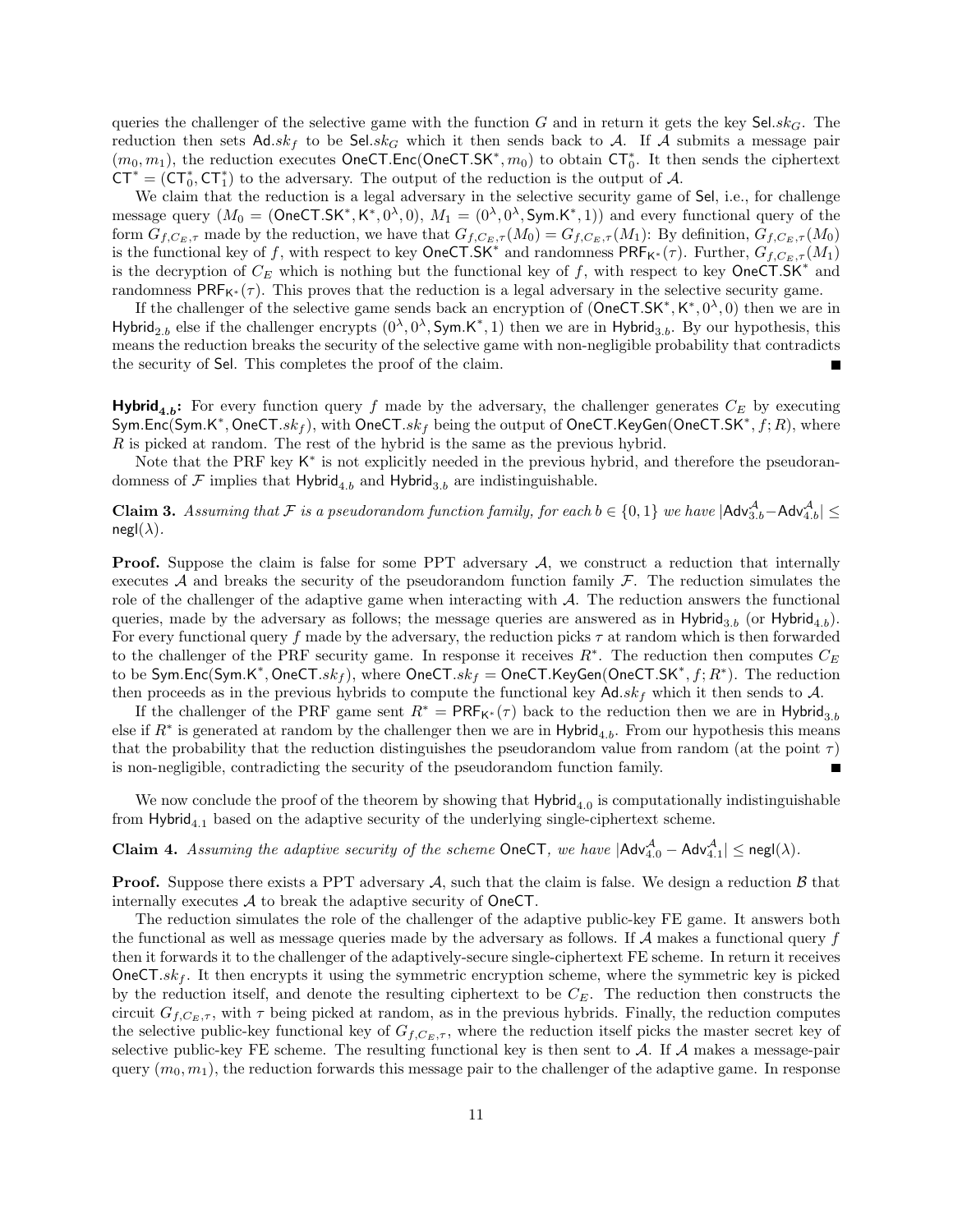queries the challenger of the selective game with the function $G$ and in return it gets the key $\mathsf{Sel}.sk_G$. The reduction then sets $\mathsf{Ad}.sk_f$ to be $\mathsf{Sel}.sk_G$ which it then sends back to $\mathcal{A}$. If $\mathcal{A}$ submits a message pair $(m_0, m_1)$, the reduction executes $\mathsf{OneCT.Enc}(\mathsf{OneCT.SK}^*, m_0)$ to obtain $\mathsf{CT}^*_0$. It then sends the ciphertext $\mathsf{CT}^* = (\mathsf{CT}^*_0, \mathsf{CT}^*_1)$ to the adversary. The output of the reduction is the output of $\mathcal{A}$.

We claim that the reduction is a legal adversary in the selective security game of $\mathsf{Sel}$, i.e., for challenge message query $(M_0 = (\mathsf{OneCT.SK}^*, \mathsf{K}^*, 0^\lambda, 0),\ M_1 = (0^\lambda, 0^\lambda, \mathsf{Sym.K}^*, 1))$ and every functional query of the form $G_{f,C_E,\tau}$ made by the reduction, we have that $G_{f,C_E,\tau}(M_0) = G_{f,C_E,\tau}(M_1)$: By definition, $G_{f,C_E,\tau}(M_0)$ is the functional key of $f$, with respect to key $\mathsf{OneCT.SK}^*$ and randomness $\mathsf{PRF}_{\mathsf{K}^*}(\tau)$. Further, $G_{f,C_E,\tau}(M_1)$ is the decryption of $C_E$ which is nothing but the functional key of $f$, with respect to key $\mathsf{OneCT.SK}^*$ and randomness $\mathsf{PRF}_{\mathsf{K}^*}(\tau)$. This proves that the reduction is a legal adversary in the selective security game.

If the challenger of the selective game sends back an encryption of $(\mathsf{OneCT.SK}^*, \mathsf{K}^*, 0^\lambda, 0)$ then we are in $\mathsf{Hybrid}_{2.b}$ else if the challenger encrypts $(0^\lambda, 0^\lambda, \mathsf{Sym.K}^*, 1)$ then we are in $\mathsf{Hybrid}_{3.b}$. By our hypothesis, this means the reduction breaks the security of the selective game with non-negligible probability that contradicts the security of $\mathsf{Sel}$. This completes the proof of the claim. ∎

**$\mathsf{Hybrid}_{4.b}$:** For every function query $f$ made by the adversary, the challenger generates $C_E$ by executing $\mathsf{Sym.Enc}(\mathsf{Sym.K}^*, \mathsf{OneCT}.sk_f)$, with $\mathsf{OneCT}.sk_f$ being the output of $\mathsf{OneCT.KeyGen}(\mathsf{OneCT.SK}^*, f; R)$, where $R$ is picked at random. The rest of the hybrid is the same as the previous hybrid.

Note that the PRF key $\mathsf{K}^*$ is not explicitly needed in the previous hybrid, and therefore the pseudorandomness of $\mathcal{F}$ implies that $\mathsf{Hybrid}_{4.b}$ and $\mathsf{Hybrid}_{3.b}$ are indistinguishable.

**Claim 3.** *Assuming that $\mathcal{F}$ is a pseudorandom function family, for each $b \in \{0,1\}$ we have $|\mathsf{Adv}^{\mathcal{A}}_{3.b} - \mathsf{Adv}^{\mathcal{A}}_{4.b}| \leq \mathsf{negl}(\lambda)$.*

**Proof.** Suppose the claim is false for some PPT adversary $\mathcal{A}$, we construct a reduction that internally executes $\mathcal{A}$ and breaks the security of the pseudorandom function family $\mathcal{F}$. The reduction simulates the role of the challenger of the adaptive game when interacting with $\mathcal{A}$. The reduction answers the functional queries, made by the adversary as follows; the message queries are answered as in $\mathsf{Hybrid}_{3.b}$ (or $\mathsf{Hybrid}_{4.b}$). For every functional query $f$ made by the adversary, the reduction picks $\tau$ at random which is then forwarded to the challenger of the PRF security game. In response it receives $R^*$. The reduction then computes $C_E$ to be $\mathsf{Sym.Enc}(\mathsf{Sym.K}^*, \mathsf{OneCT}.sk_f)$, where $\mathsf{OneCT}.sk_f = \mathsf{OneCT.KeyGen}(\mathsf{OneCT.SK}^*, f; R^*)$. The reduction then proceeds as in the previous hybrids to compute the functional key $\mathsf{Ad}.sk_f$ which it then sends to $\mathcal{A}$.

If the challenger of the PRF game sent $R^* = \mathsf{PRF}_{\mathsf{K}^*}(\tau)$ back to the reduction then we are in $\mathsf{Hybrid}_{3.b}$ else if $R^*$ is generated at random by the challenger then we are in $\mathsf{Hybrid}_{4.b}$. From our hypothesis this means that the probability that the reduction distinguishes the pseudorandom value from random (at the point $\tau$) is non-negligible, contradicting the security of the pseudorandom function family. ∎

We now conclude the proof of the theorem by showing that $\mathsf{Hybrid}_{4.0}$ is computationally indistinguishable from $\mathsf{Hybrid}_{4.1}$ based on the adaptive security of the underlying single-ciphertext scheme.

**Claim 4.** *Assuming the adaptive security of the scheme $\mathsf{OneCT}$, we have $|\mathsf{Adv}^{\mathcal{A}}_{4.0} - \mathsf{Adv}^{\mathcal{A}}_{4.1}| \leq \mathsf{negl}(\lambda)$.*

**Proof.** Suppose there exists a PPT adversary $\mathcal{A}$, such that the claim is false. We design a reduction $\mathcal{B}$ that internally executes $\mathcal{A}$ to break the adaptive security of $\mathsf{OneCT}$.

The reduction simulates the role of the challenger of the adaptive public-key FE game. It answers both the functional as well as message queries made by the adversary as follows. If $\mathcal{A}$ makes a functional query $f$ then it forwards it to the challenger of the adaptively-secure single-ciphertext FE scheme. In return it receives $\mathsf{OneCT}.sk_f$. It then encrypts it using the symmetric encryption scheme, where the symmetric key is picked by the reduction itself, and denote the resulting ciphertext to be $C_E$. The reduction then constructs the circuit $G_{f,C_E,\tau}$, with $\tau$ being picked at random, as in the previous hybrids. Finally, the reduction computes the selective public-key functional key of $G_{f,C_E,\tau}$, where the reduction itself picks the master secret key of selective public-key FE scheme. The resulting functional key is then sent to $\mathcal{A}$. If $\mathcal{A}$ makes a message-pair query $(m_0, m_1)$, the reduction forwards this message pair to the challenger of the adaptive game. In response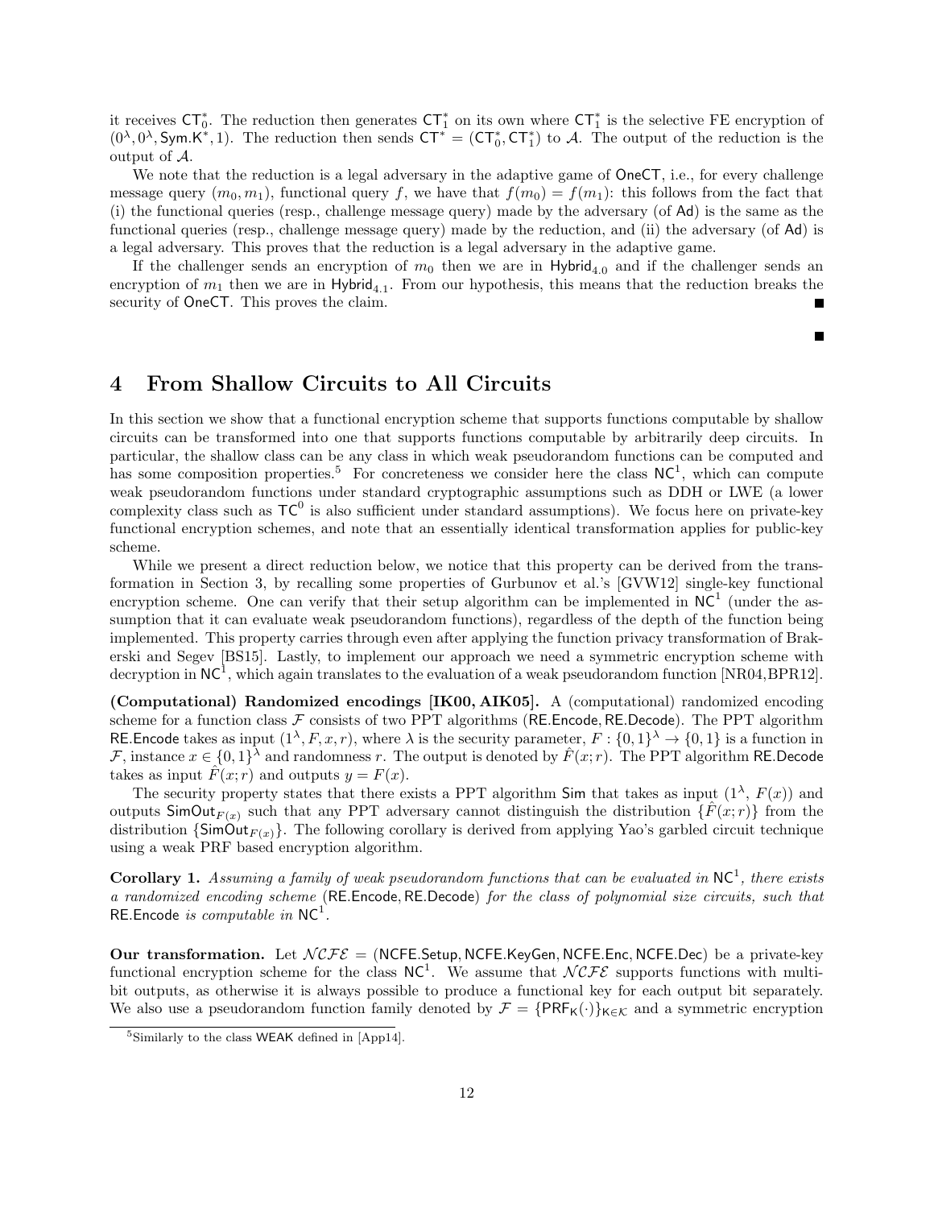it receives $\mathsf{CT}_0^*$. The reduction then generates $\mathsf{CT}_1^*$ on its own where $\mathsf{CT}_1^*$ is the selective FE encryption of $(0^\lambda, 0^\lambda, \mathsf{Sym.K}^*, 1)$. The reduction then sends $\mathsf{CT}^* = (\mathsf{CT}_0^*, \mathsf{CT}_1^*)$ to $\mathcal{A}$. The output of the reduction is the output of $\mathcal{A}$.

We note that the reduction is a legal adversary in the adaptive game of $\mathsf{OneCT}$, i.e., for every challenge message query $(m_0, m_1)$, functional query $f$, we have that $f(m_0) = f(m_1)$: this follows from the fact that (i) the functional queries (resp., challenge message query) made by the adversary (of $\mathsf{Ad}$) is the same as the functional queries (resp., challenge message query) made by the reduction, and (ii) the adversary (of $\mathsf{Ad}$) is a legal adversary. This proves that the reduction is a legal adversary in the adaptive game.

If the challenger sends an encryption of $m_0$ then we are in $\mathsf{Hybrid}_{4.0}$ and if the challenger sends an encryption of $m_1$ then we are in $\mathsf{Hybrid}_{4.1}$. From our hypothesis, this means that the reduction breaks the security of $\mathsf{OneCT}$. This proves the claim. ■

■

# 4 From Shallow Circuits to All Circuits

In this section we show that a functional encryption scheme that supports functions computable by shallow circuits can be transformed into one that supports functions computable by arbitrarily deep circuits. In particular, the shallow class can be any class in which weak pseudorandom functions can be computed and has some composition properties.[5] For concreteness we consider here the class $\mathsf{NC}^1$, which can compute weak pseudorandom functions under standard cryptographic assumptions such as DDH or LWE (a lower complexity class such as $\mathsf{TC}^0$ is also sufficient under standard assumptions). We focus here on private-key functional encryption schemes, and note that an essentially identical transformation applies for public-key scheme.

While we present a direct reduction below, we notice that this property can be derived from the transformation in Section 3, by recalling some properties of Gurbunov et al.'s [GVW12] single-key functional encryption scheme. One can verify that their setup algorithm can be implemented in $\mathsf{NC}^1$ (under the assumption that it can evaluate weak pseudorandom functions), regardless of the depth of the function being implemented. This property carries through even after applying the function privacy transformation of Brakerski and Segev [BS15]. Lastly, to implement our approach we need a symmetric encryption scheme with decryption in $\mathsf{NC}^1$, which again translates to the evaluation of a weak pseudorandom function [NR04,BPR12].

**(Computational) Randomized encodings [IK00, AIK05].** A (computational) randomized encoding scheme for a function class $\mathcal{F}$ consists of two PPT algorithms ($\mathsf{RE.Encode}, \mathsf{RE.Decode}$). The PPT algorithm $\mathsf{RE.Encode}$ takes as input $(1^\lambda, F, x, r)$, where $\lambda$ is the security parameter, $F : \{0,1\}^\lambda \to \{0,1\}$ is a function in $\mathcal{F}$, instance $x \in \{0,1\}^\lambda$ and randomness $r$. The output is denoted by $\hat{F}(x;r)$. The PPT algorithm $\mathsf{RE.Decode}$ takes as input $\hat{F}(x;r)$ and outputs $y = F(x)$.

The security property states that there exists a PPT algorithm $\mathsf{Sim}$ that takes as input $(1^\lambda,\ F(x))$ and outputs $\mathsf{SimOut}_{F(x)}$ such that any PPT adversary cannot distinguish the distribution $\{\hat{F}(x;r)\}$ from the distribution $\{\mathsf{SimOut}_{F(x)}\}$. The following corollary is derived from applying Yao's garbled circuit technique using a weak PRF based encryption algorithm.

**Corollary 1.** *Assuming a family of weak pseudorandom functions that can be evaluated in* $\mathsf{NC}^1$*, there exists a randomized encoding scheme* ($\mathsf{RE.Encode}, \mathsf{RE.Decode}$) *for the class of polynomial size circuits, such that* $\mathsf{RE.Encode}$ *is computable in* $\mathsf{NC}^1$.

**Our transformation.** Let $\mathcal{NCFE} = (\mathsf{NCFE.Setup}, \mathsf{NCFE.KeyGen}, \mathsf{NCFE.Enc}, \mathsf{NCFE.Dec})$ be a private-key functional encryption scheme for the class $\mathsf{NC}^1$. We assume that $\mathcal{NCFE}$ supports functions with multi-bit outputs, as otherwise it is always possible to produce a functional key for each output bit separately. We also use a pseudorandom function family denoted by $\mathcal{F} = \{\mathsf{PRF}_\mathsf{K}(\cdot)\}_{\mathsf{K} \in \mathcal{K}}$ and a symmetric encryption

[5] Similarly to the class $\mathsf{WEAK}$ defined in [App14].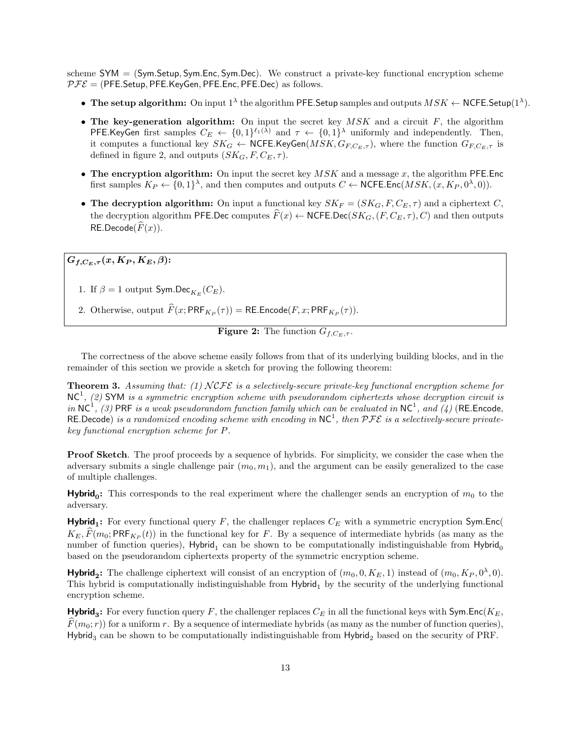scheme $\mathsf{SYM} = (\mathsf{Sym.Setup}, \mathsf{Sym.Enc}, \mathsf{Sym.Dec})$. We construct a private-key functional encryption scheme $\mathcal{PFE} = (\mathsf{PFE.Setup}, \mathsf{PFE.KeyGen}, \mathsf{PFE.Enc}, \mathsf{PFE.Dec})$ as follows.

- **The setup algorithm:** On input $1^\lambda$ the algorithm $\mathsf{PFE.Setup}$ samples and outputs $MSK \leftarrow \mathsf{NCFE.Setup}(1^\lambda)$.
- **The key-generation algorithm:** On input the secret key $MSK$ and a circuit $F$, the algorithm $\mathsf{PFE.KeyGen}$ first samples $C_E \leftarrow \{0,1\}^{\ell_1(\lambda)}$ and $\tau \leftarrow \{0,1\}^\lambda$ uniformly and independently. Then, it computes a functional key $SK_G \leftarrow \mathsf{NCFE.KeyGen}(MSK, G_{F,C_E,\tau})$, where the function $G_{F,C_E,\tau}$ is defined in figure 2, and outputs $(SK_G, F, C_E, \tau)$.
- **The encryption algorithm:** On input the secret key $MSK$ and a message $x$, the algorithm $\mathsf{PFE.Enc}$ first samples $K_P \leftarrow \{0,1\}^\lambda$, and then computes and outputs $C \leftarrow \mathsf{NCFE.Enc}(MSK, (x, K_P, 0^\lambda, 0))$.
- **The decryption algorithm:** On input a functional key $SK_F = (SK_G, F, C_E, \tau)$ and a ciphertext $C$, the decryption algorithm $\mathsf{PFE.Dec}$ computes $\widehat{F}(x) \leftarrow \mathsf{NCFE.Dec}(SK_G, (F, C_E, \tau), C)$ and then outputs $\mathsf{RE.Decode}(\widehat{F}(x))$.

---

$\boldsymbol{G_{f,C_E,\tau}(x, K_P, K_E, \beta)}$**:**

1. If $\beta = 1$ output $\mathsf{Sym.Dec}_{K_E}(C_E)$.
2. Otherwise, output $\widehat{F}(x; \mathsf{PRF}_{K_P}(\tau)) = \mathsf{RE.Encode}(F, x; \mathsf{PRF}_{K_P}(\tau))$.

---

**Figure 2:** The function $G_{f,C_E,\tau}$.

The correctness of the above scheme easily follows from that of its underlying building blocks, and in the remainder of this section we provide a sketch for proving the following theorem:

**Theorem 3.** *Assuming that: (1) $\mathcal{NCFE}$ is a selectively-secure private-key functional encryption scheme for $\mathsf{NC}^1$, (2) $\mathsf{SYM}$ is a symmetric encryption scheme with pseudorandom ciphertexts whose decryption circuit is in $\mathsf{NC}^1$, (3) $\mathsf{PRF}$ is a weak pseudorandom function family which can be evaluated in $\mathsf{NC}^1$, and (4) ($\mathsf{RE.Encode}$, $\mathsf{RE.Decode}$) is a randomized encoding scheme with encoding in $\mathsf{NC}^1$, then $\mathcal{PFE}$ is a selectively-secure private-key functional encryption scheme for $P$.*

**Proof Sketch**. The proof proceeds by a sequence of hybrids. For simplicity, we consider the case when the adversary submits a single challenge pair $(m_0, m_1)$, and the argument can be easily generalized to the case of multiple challenges.

$\mathbf{Hybrid_0}$**:** This corresponds to the real experiment where the challenger sends an encryption of $m_0$ to the adversary.

$\mathbf{Hybrid_1}$**:** For every functional query $F$, the challenger replaces $C_E$ with a symmetric encryption $\mathsf{Sym.Enc}(K_E, \widehat{F}(m_0; \mathsf{PRF}_{K_P}(t))$ in the functional key for $F$. By a sequence of intermediate hybrids (as many as the number of function queries), $\mathsf{Hybrid}_1$ can be shown to be computationally indistinguishable from $\mathsf{Hybrid}_0$ based on the pseudorandom ciphertexts property of the symmetric encryption scheme.

$\mathbf{Hybrid_2}$**:** The challenge ciphertext will consist of an encryption of $(m_0, 0, K_E, 1)$ instead of $(m_0, K_P, 0^\lambda, 0)$. This hybrid is computationally indistinguishable from $\mathsf{Hybrid}_1$ by the security of the underlying functional encryption scheme.

$\mathbf{Hybrid_3}$**:** For every function query $F$, the challenger replaces $C_E$ in all the functional keys with $\mathsf{Sym.Enc}(K_E, \widehat{F}(m_0; r))$ for a uniform $r$. By a sequence of intermediate hybrids (as many as the number of function queries), $\mathsf{Hybrid}_3$ can be shown to be computationally indistinguishable from $\mathsf{Hybrid}_2$ based on the security of PRF.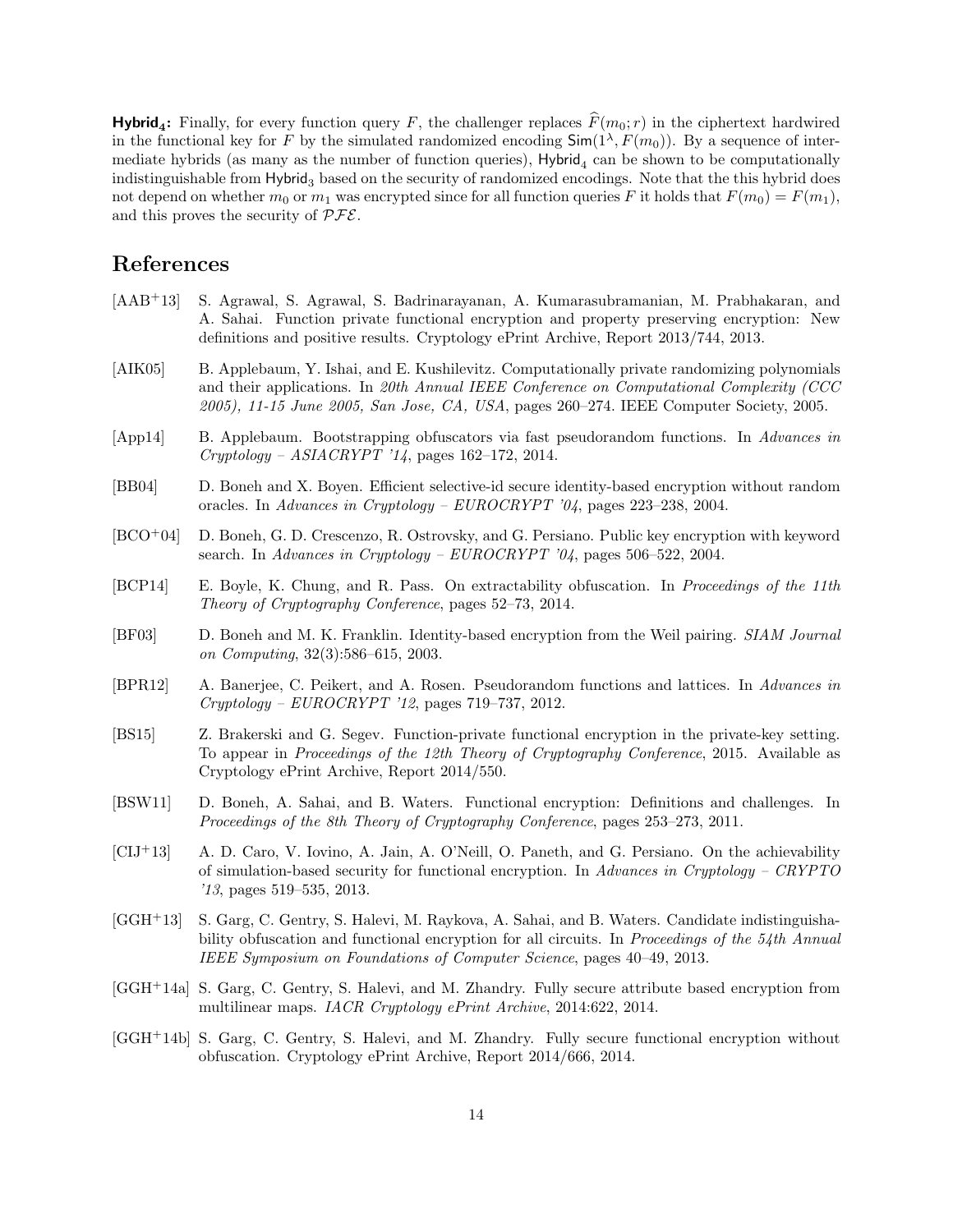**$\mathsf{Hybrid}_4$:** Finally, for every function query $F$, the challenger replaces $\widehat{F}(m_0; r)$ in the ciphertext hardwired in the functional key for $F$ by the simulated randomized encoding $\mathsf{Sim}(1^\lambda, F(m_0))$. By a sequence of intermediate hybrids (as many as the number of function queries), $\mathsf{Hybrid}_4$ can be shown to be computationally indistinguishable from $\mathsf{Hybrid}_3$ based on the security of randomized encodings. Note that the this hybrid does not depend on whether $m_0$ or $m_1$ was encrypted since for all function queries $F$ it holds that $F(m_0) = F(m_1)$, and this proves the security of $\mathcal{PFE}$.

# References

[AAB+13] S. Agrawal, S. Agrawal, S. Badrinarayanan, A. Kumarasubramanian, M. Prabhakaran, and A. Sahai. Function private functional encryption and property preserving encryption: New definitions and positive results. Cryptology ePrint Archive, Report 2013/744, 2013.

[AIK05] B. Applebaum, Y. Ishai, and E. Kushilevitz. Computationally private randomizing polynomials and their applications. In *20th Annual IEEE Conference on Computational Complexity (CCC 2005), 11-15 June 2005, San Jose, CA, USA*, pages 260–274. IEEE Computer Society, 2005.

[App14] B. Applebaum. Bootstrapping obfuscators via fast pseudorandom functions. In *Advances in Cryptology – ASIACRYPT '14*, pages 162–172, 2014.

[BB04] D. Boneh and X. Boyen. Efficient selective-id secure identity-based encryption without random oracles. In *Advances in Cryptology – EUROCRYPT '04*, pages 223–238, 2004.

[BCO+04] D. Boneh, G. D. Crescenzo, R. Ostrovsky, and G. Persiano. Public key encryption with keyword search. In *Advances in Cryptology – EUROCRYPT '04*, pages 506–522, 2004.

[BCP14] E. Boyle, K. Chung, and R. Pass. On extractability obfuscation. In *Proceedings of the 11th Theory of Cryptography Conference*, pages 52–73, 2014.

[BF03] D. Boneh and M. K. Franklin. Identity-based encryption from the Weil pairing. *SIAM Journal on Computing*, 32(3):586–615, 2003.

[BPR12] A. Banerjee, C. Peikert, and A. Rosen. Pseudorandom functions and lattices. In *Advances in Cryptology – EUROCRYPT '12*, pages 719–737, 2012.

[BS15] Z. Brakerski and G. Segev. Function-private functional encryption in the private-key setting. To appear in *Proceedings of the 12th Theory of Cryptography Conference*, 2015. Available as Cryptology ePrint Archive, Report 2014/550.

[BSW11] D. Boneh, A. Sahai, and B. Waters. Functional encryption: Definitions and challenges. In *Proceedings of the 8th Theory of Cryptography Conference*, pages 253–273, 2011.

[CIJ+13] A. D. Caro, V. Iovino, A. Jain, A. O'Neill, O. Paneth, and G. Persiano. On the achievability of simulation-based security for functional encryption. In *Advances in Cryptology – CRYPTO '13*, pages 519–535, 2013.

[GGH+13] S. Garg, C. Gentry, S. Halevi, M. Raykova, A. Sahai, and B. Waters. Candidate indistinguishability obfuscation and functional encryption for all circuits. In *Proceedings of the 54th Annual IEEE Symposium on Foundations of Computer Science*, pages 40–49, 2013.

[GGH+14a] S. Garg, C. Gentry, S. Halevi, and M. Zhandry. Fully secure attribute based encryption from multilinear maps. *IACR Cryptology ePrint Archive*, 2014:622, 2014.

[GGH+14b] S. Garg, C. Gentry, S. Halevi, and M. Zhandry. Fully secure functional encryption without obfuscation. Cryptology ePrint Archive, Report 2014/666, 2014.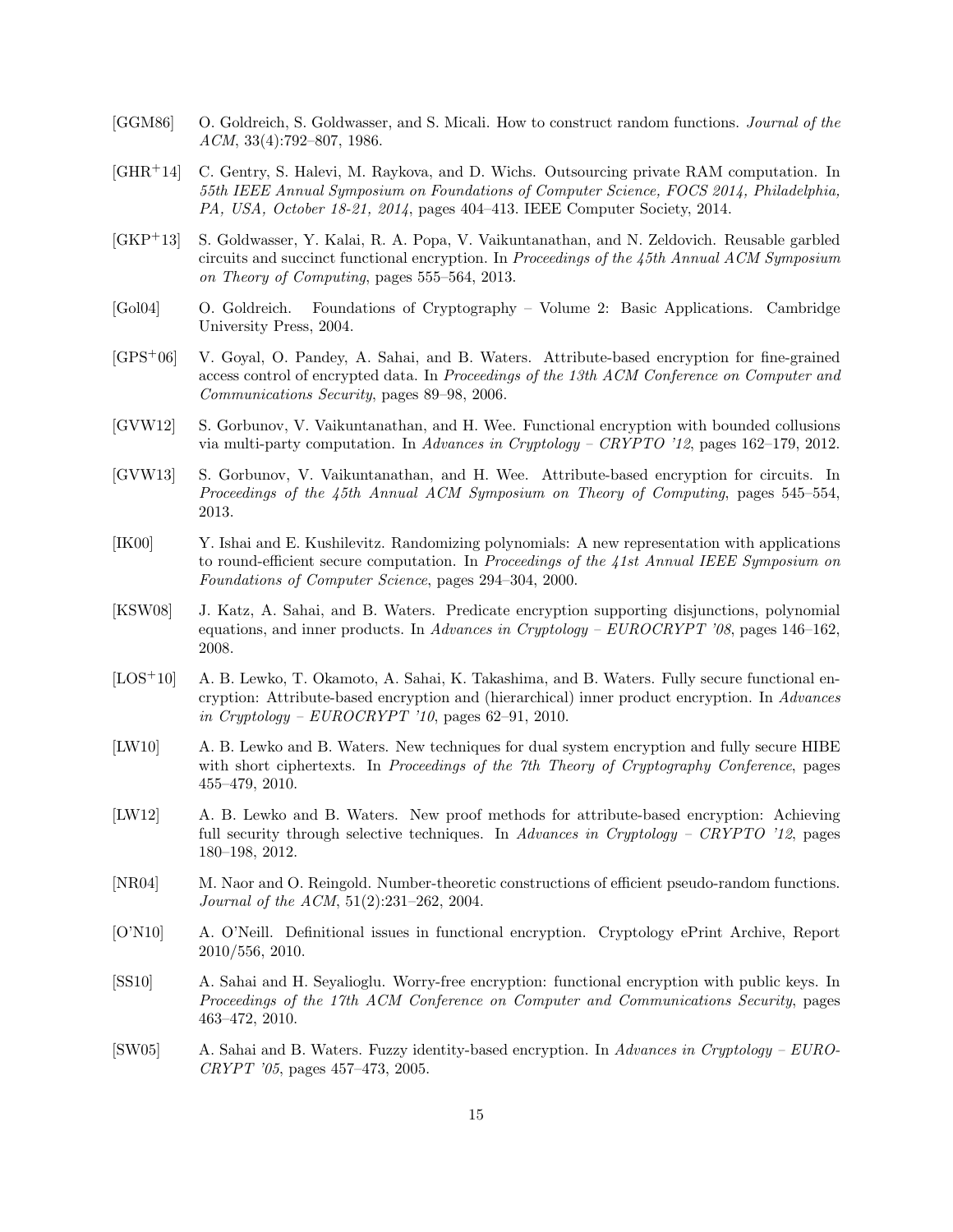[GGM86] O. Goldreich, S. Goldwasser, and S. Micali. How to construct random functions. *Journal of the ACM*, 33(4):792–807, 1986.

[GHR+14] C. Gentry, S. Halevi, M. Raykova, and D. Wichs. Outsourcing private RAM computation. In *55th IEEE Annual Symposium on Foundations of Computer Science, FOCS 2014, Philadelphia, PA, USA, October 18-21, 2014*, pages 404–413. IEEE Computer Society, 2014.

[GKP+13] S. Goldwasser, Y. Kalai, R. A. Popa, V. Vaikuntanathan, and N. Zeldovich. Reusable garbled circuits and succinct functional encryption. In *Proceedings of the 45th Annual ACM Symposium on Theory of Computing*, pages 555–564, 2013.

[Gol04] O. Goldreich. Foundations of Cryptography – Volume 2: Basic Applications. Cambridge University Press, 2004.

[GPS+06] V. Goyal, O. Pandey, A. Sahai, and B. Waters. Attribute-based encryption for fine-grained access control of encrypted data. In *Proceedings of the 13th ACM Conference on Computer and Communications Security*, pages 89–98, 2006.

[GVW12] S. Gorbunov, V. Vaikuntanathan, and H. Wee. Functional encryption with bounded collusions via multi-party computation. In *Advances in Cryptology – CRYPTO '12*, pages 162–179, 2012.

[GVW13] S. Gorbunov, V. Vaikuntanathan, and H. Wee. Attribute-based encryption for circuits. In *Proceedings of the 45th Annual ACM Symposium on Theory of Computing*, pages 545–554, 2013.

[IK00] Y. Ishai and E. Kushilevitz. Randomizing polynomials: A new representation with applications to round-efficient secure computation. In *Proceedings of the 41st Annual IEEE Symposium on Foundations of Computer Science*, pages 294–304, 2000.

[KSW08] J. Katz, A. Sahai, and B. Waters. Predicate encryption supporting disjunctions, polynomial equations, and inner products. In *Advances in Cryptology – EUROCRYPT '08*, pages 146–162, 2008.

[LOS+10] A. B. Lewko, T. Okamoto, A. Sahai, K. Takashima, and B. Waters. Fully secure functional encryption: Attribute-based encryption and (hierarchical) inner product encryption. In *Advances in Cryptology – EUROCRYPT '10*, pages 62–91, 2010.

[LW10] A. B. Lewko and B. Waters. New techniques for dual system encryption and fully secure HIBE with short ciphertexts. In *Proceedings of the 7th Theory of Cryptography Conference*, pages 455–479, 2010.

[LW12] A. B. Lewko and B. Waters. New proof methods for attribute-based encryption: Achieving full security through selective techniques. In *Advances in Cryptology – CRYPTO '12*, pages 180–198, 2012.

[NR04] M. Naor and O. Reingold. Number-theoretic constructions of efficient pseudo-random functions. *Journal of the ACM*, 51(2):231–262, 2004.

[O'N10] A. O'Neill. Definitional issues in functional encryption. Cryptology ePrint Archive, Report 2010/556, 2010.

[SS10] A. Sahai and H. Seyalioglu. Worry-free encryption: functional encryption with public keys. In *Proceedings of the 17th ACM Conference on Computer and Communications Security*, pages 463–472, 2010.

[SW05] A. Sahai and B. Waters. Fuzzy identity-based encryption. In *Advances in Cryptology – EUROCRYPT '05*, pages 457–473, 2005.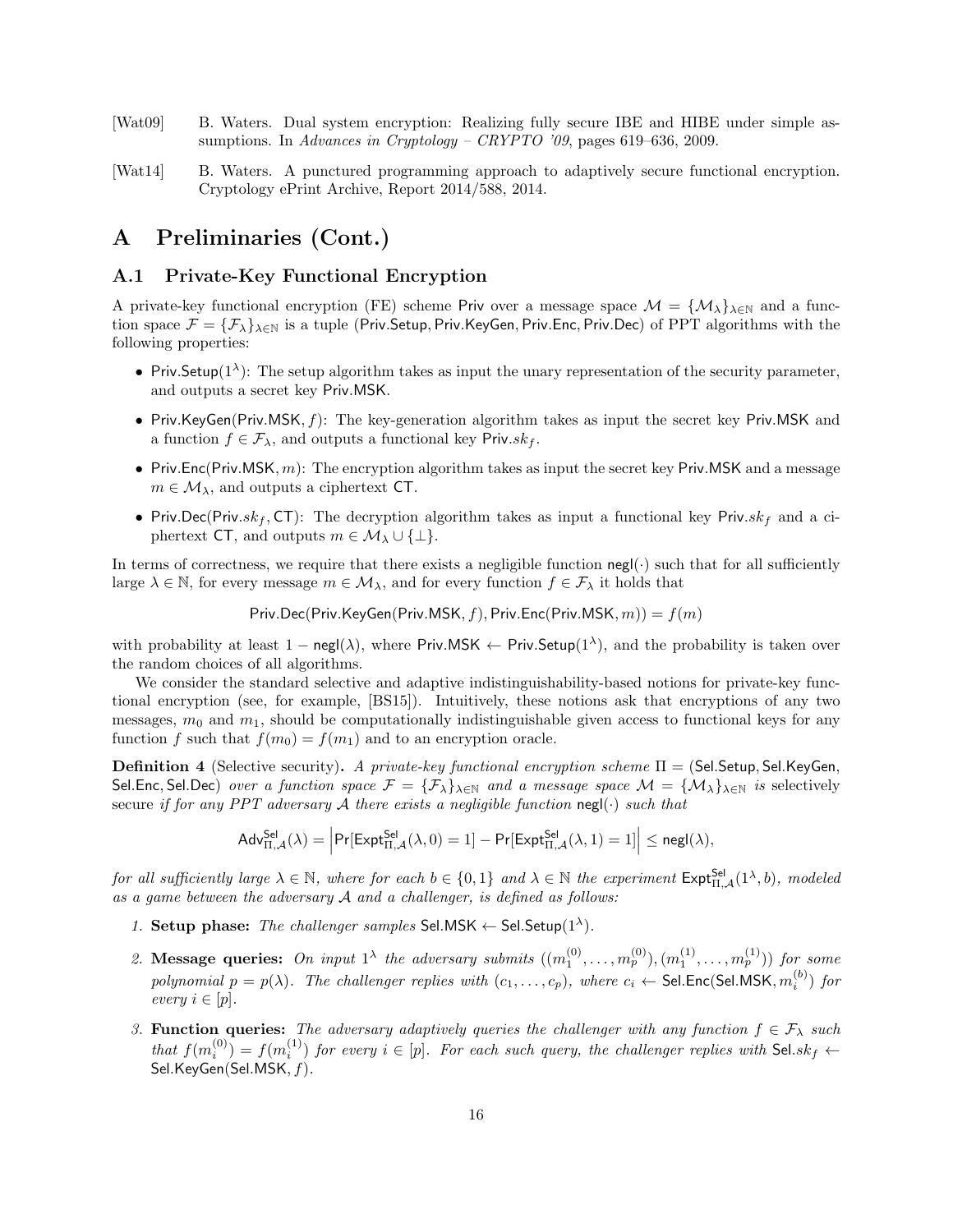[Wat09] B. Waters. Dual system encryption: Realizing fully secure IBE and HIBE under simple assumptions. In *Advances in Cryptology – CRYPTO '09*, pages 619–636, 2009.

[Wat14] B. Waters. A punctured programming approach to adaptively secure functional encryption. Cryptology ePrint Archive, Report 2014/588, 2014.

# A Preliminaries (Cont.)

## A.1 Private-Key Functional Encryption

A private-key functional encryption (FE) scheme $\mathsf{Priv}$ over a message space $\mathcal{M} = \{\mathcal{M}_\lambda\}_{\lambda\in\mathbb{N}}$ and a function space $\mathcal{F} = \{\mathcal{F}_\lambda\}_{\lambda\in\mathbb{N}}$ is a tuple ($\mathsf{Priv.Setup}, \mathsf{Priv.KeyGen}, \mathsf{Priv.Enc}, \mathsf{Priv.Dec}$) of PPT algorithms with the following properties:

- $\mathsf{Priv.Setup}(1^\lambda)$: The setup algorithm takes as input the unary representation of the security parameter, and outputs a secret key $\mathsf{Priv.MSK}$.
- $\mathsf{Priv.KeyGen}(\mathsf{Priv.MSK}, f)$: The key-generation algorithm takes as input the secret key $\mathsf{Priv.MSK}$ and a function $f \in \mathcal{F}_\lambda$, and outputs a functional key $\mathsf{Priv}.sk_f$.
- $\mathsf{Priv.Enc}(\mathsf{Priv.MSK}, m)$: The encryption algorithm takes as input the secret key $\mathsf{Priv.MSK}$ and a message $m \in \mathcal{M}_\lambda$, and outputs a ciphertext $\mathsf{CT}$.
- $\mathsf{Priv.Dec}(\mathsf{Priv}.sk_f, \mathsf{CT})$: The decryption algorithm takes as input a functional key $\mathsf{Priv}.sk_f$ and a ciphertext $\mathsf{CT}$, and outputs $m \in \mathcal{M}_\lambda \cup \{\bot\}$.

In terms of correctness, we require that there exists a negligible function $\mathsf{negl}(\cdot)$ such that for all sufficiently large $\lambda \in \mathbb{N}$, for every message $m \in \mathcal{M}_\lambda$, and for every function $f \in \mathcal{F}_\lambda$ it holds that

$$\mathsf{Priv.Dec}(\mathsf{Priv.KeyGen}(\mathsf{Priv.MSK}, f), \mathsf{Priv.Enc}(\mathsf{Priv.MSK}, m)) = f(m)$$

with probability at least $1 - \mathsf{negl}(\lambda)$, where $\mathsf{Priv.MSK} \leftarrow \mathsf{Priv.Setup}(1^\lambda)$, and the probability is taken over the random choices of all algorithms.

We consider the standard selective and adaptive indistinguishability-based notions for private-key functional encryption (see, for example, [BS15]). Intuitively, these notions ask that encryptions of any two messages, $m_0$ and $m_1$, should be computationally indistinguishable given access to functional keys for any function $f$ such that $f(m_0) = f(m_1)$ and to an encryption oracle.

**Definition 4** (Selective security)**.** *A private-key functional encryption scheme* $\Pi = (\mathsf{Sel.Setup}, \mathsf{Sel.KeyGen}, \mathsf{Sel.Enc}, \mathsf{Sel.Dec})$ *over a function space* $\mathcal{F} = \{\mathcal{F}_\lambda\}_{\lambda\in\mathbb{N}}$ *and a message space* $\mathcal{M} = \{\mathcal{M}_\lambda\}_{\lambda\in\mathbb{N}}$ *is* selectively secure *if for any PPT adversary* $\mathcal{A}$ *there exists a negligible function* $\mathsf{negl}(\cdot)$ *such that*

$$\mathsf{Adv}^{\mathsf{Sel}}_{\Pi,\mathcal{A}}(\lambda) = \left|\Pr[\mathsf{Expt}^{\mathsf{Sel}}_{\Pi,\mathcal{A}}(\lambda, 0) = 1] - \Pr[\mathsf{Expt}^{\mathsf{Sel}}_{\Pi,\mathcal{A}}(\lambda, 1) = 1]\right| \leq \mathsf{negl}(\lambda),$$

*for all sufficiently large* $\lambda \in \mathbb{N}$*, where for each* $b \in \{0, 1\}$ *and* $\lambda \in \mathbb{N}$ *the experiment* $\mathsf{Expt}^{\mathsf{Sel}}_{\Pi,\mathcal{A}}(1^\lambda, b)$*, modeled as a game between the adversary* $\mathcal{A}$ *and a challenger, is defined as follows:*

1. **Setup phase:** *The challenger samples* $\mathsf{Sel.MSK} \leftarrow \mathsf{Sel.Setup}(1^\lambda)$.
2. **Message queries:** *On input* $1^\lambda$ *the adversary submits* $((m_1^{(0)}, \ldots, m_p^{(0)}), (m_1^{(1)}, \ldots, m_p^{(1)}))$ *for some polynomial* $p = p(\lambda)$*. The challenger replies with* $(c_1, \ldots, c_p)$*, where* $c_i \leftarrow \mathsf{Sel.Enc}(\mathsf{Sel.MSK}, m_i^{(b)})$ *for every* $i \in [p]$.
3. **Function queries:** *The adversary adaptively queries the challenger with any function* $f \in \mathcal{F}_\lambda$ *such that* $f(m_i^{(0)}) = f(m_i^{(1)})$ *for every* $i \in [p]$*. For each such query, the challenger replies with* $\mathsf{Sel}.sk_f \leftarrow \mathsf{Sel.KeyGen}(\mathsf{Sel.MSK}, f)$.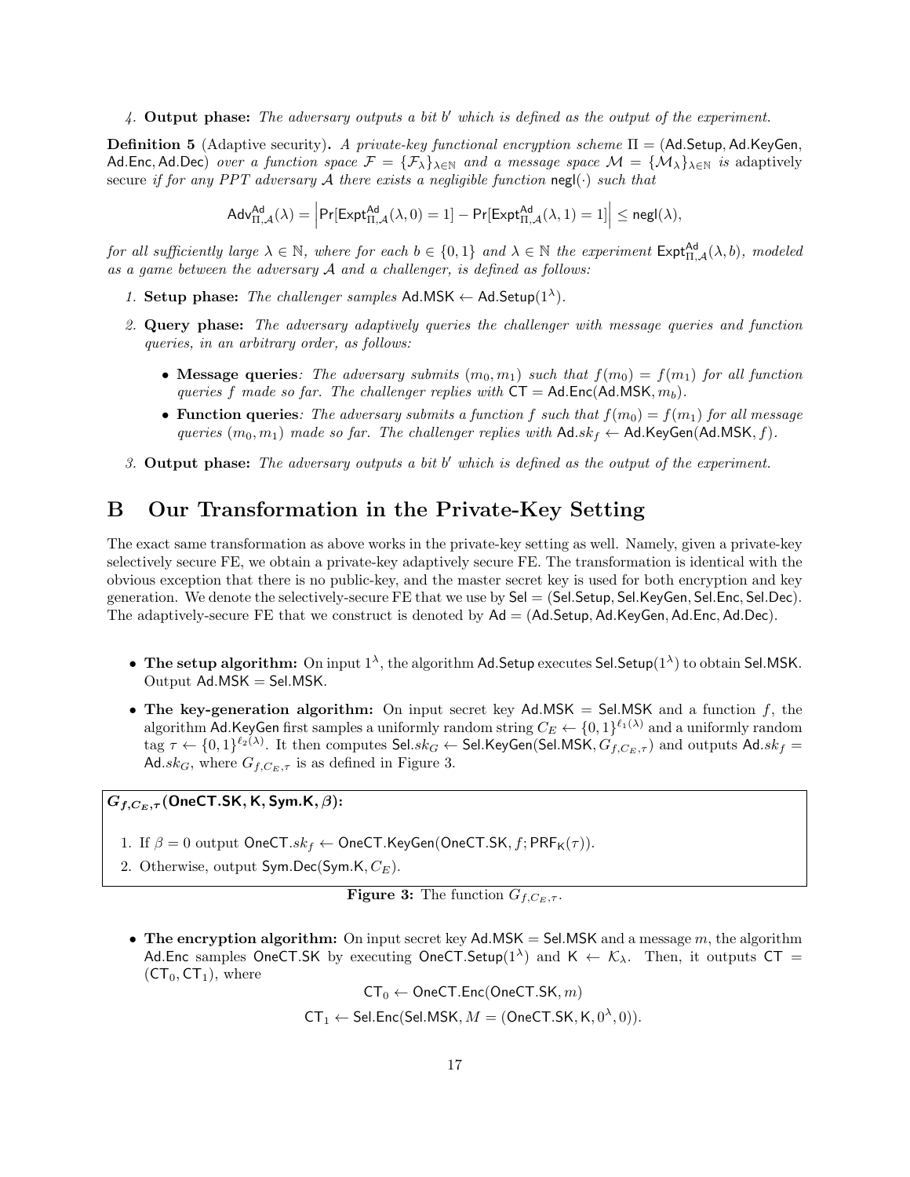4. **Output phase:** *The adversary outputs a bit $b'$ which is defined as the output of the experiment.*

**Definition 5** (Adaptive security)**.** *A private-key functional encryption scheme $\Pi = (\mathsf{Ad.Setup}, \mathsf{Ad.KeyGen}, \mathsf{Ad.Enc}, \mathsf{Ad.Dec})$ over a function space $\mathcal{F} = \{\mathcal{F}_\lambda\}_{\lambda \in \mathbb{N}}$ and a message space $\mathcal{M} = \{\mathcal{M}_\lambda\}_{\lambda \in \mathbb{N}}$ is* adaptively secure *if for any PPT adversary $\mathcal{A}$ there exists a negligible function $\mathsf{negl}(\cdot)$ such that*

$$\mathsf{Adv}^{\mathsf{Ad}}_{\Pi,\mathcal{A}}(\lambda) = \left| \Pr[\mathsf{Expt}^{\mathsf{Ad}}_{\Pi,\mathcal{A}}(\lambda, 0) = 1] - \Pr[\mathsf{Expt}^{\mathsf{Ad}}_{\Pi,\mathcal{A}}(\lambda, 1) = 1] \right| \leq \mathsf{negl}(\lambda),$$

*for all sufficiently large $\lambda \in \mathbb{N}$, where for each $b \in \{0,1\}$ and $\lambda \in \mathbb{N}$ the experiment $\mathsf{Expt}^{\mathsf{Ad}}_{\Pi,\mathcal{A}}(\lambda, b)$, modeled as a game between the adversary $\mathcal{A}$ and a challenger, is defined as follows:*

1. **Setup phase:** *The challenger samples $\mathsf{Ad.MSK} \leftarrow \mathsf{Ad.Setup}(1^\lambda)$.*
2. **Query phase:** *The adversary adaptively queries the challenger with message queries and function queries, in an arbitrary order, as follows:*
   - **Message queries***: The adversary submits $(m_0, m_1)$ such that $f(m_0) = f(m_1)$ for all function queries $f$ made so far. The challenger replies with $\mathsf{CT} = \mathsf{Ad.Enc}(\mathsf{Ad.MSK}, m_b)$.*
   - **Function queries***: The adversary submits a function $f$ such that $f(m_0) = f(m_1)$ for all message queries $(m_0, m_1)$ made so far. The challenger replies with $\mathsf{Ad}.sk_f \leftarrow \mathsf{Ad.KeyGen}(\mathsf{Ad.MSK}, f)$.*
3. **Output phase:** *The adversary outputs a bit $b'$ which is defined as the output of the experiment.*

# B Our Transformation in the Private-Key Setting

The exact same transformation as above works in the private-key setting as well. Namely, given a private-key selectively secure FE, we obtain a private-key adaptively secure FE. The transformation is identical with the obvious exception that there is no public-key, and the master secret key is used for both encryption and key generation. We denote the selectively-secure FE that we use by $\mathsf{Sel} = (\mathsf{Sel.Setup}, \mathsf{Sel.KeyGen}, \mathsf{Sel.Enc}, \mathsf{Sel.Dec})$. The adaptively-secure FE that we construct is denoted by $\mathsf{Ad} = (\mathsf{Ad.Setup}, \mathsf{Ad.KeyGen}, \mathsf{Ad.Enc}, \mathsf{Ad.Dec})$.

- **The setup algorithm:** On input $1^\lambda$, the algorithm $\mathsf{Ad.Setup}$ executes $\mathsf{Sel.Setup}(1^\lambda)$ to obtain $\mathsf{Sel.MSK}$. Output $\mathsf{Ad.MSK} = \mathsf{Sel.MSK}$.
- **The key-generation algorithm:** On input secret key $\mathsf{Ad.MSK} = \mathsf{Sel.MSK}$ and a function $f$, the algorithm $\mathsf{Ad.KeyGen}$ first samples a uniformly random string $C_E \leftarrow \{0,1\}^{\ell_1(\lambda)}$ and a uniformly random tag $\tau \leftarrow \{0,1\}^{\ell_2(\lambda)}$. It then computes $\mathsf{Sel}.sk_G \leftarrow \mathsf{Sel.KeyGen}(\mathsf{Sel.MSK}, G_{f,C_E,\tau})$ and outputs $\mathsf{Ad}.sk_f = \mathsf{Ad}.sk_G$, where $G_{f,C_E,\tau}$ is as defined in Figure 3.

**$G_{f,C_E,\tau}$(OneCT.SK, K, Sym.K, $\beta$):**

1. If $\beta = 0$ output $\mathsf{OneCT}.sk_f \leftarrow \mathsf{OneCT.KeyGen}(\mathsf{OneCT.SK}, f; \mathsf{PRF_K}(\tau))$.
2. Otherwise, output $\mathsf{Sym.Dec}(\mathsf{Sym.K}, C_E)$.

**Figure 3:** The function $G_{f,C_E,\tau}$.

- **The encryption algorithm:** On input secret key $\mathsf{Ad.MSK} = \mathsf{Sel.MSK}$ and a message $m$, the algorithm $\mathsf{Ad.Enc}$ samples $\mathsf{OneCT.SK}$ by executing $\mathsf{OneCT.Setup}(1^\lambda)$ and $\mathsf{K} \leftarrow \mathcal{K}_\lambda$. Then, it outputs $\mathsf{CT} = (\mathsf{CT}_0, \mathsf{CT}_1)$, where

$$\mathsf{CT}_0 \leftarrow \mathsf{OneCT.Enc}(\mathsf{OneCT.SK}, m)$$

$$\mathsf{CT}_1 \leftarrow \mathsf{Sel.Enc}(\mathsf{Sel.MSK}, M = (\mathsf{OneCT.SK}, \mathsf{K}, 0^\lambda, 0)).$$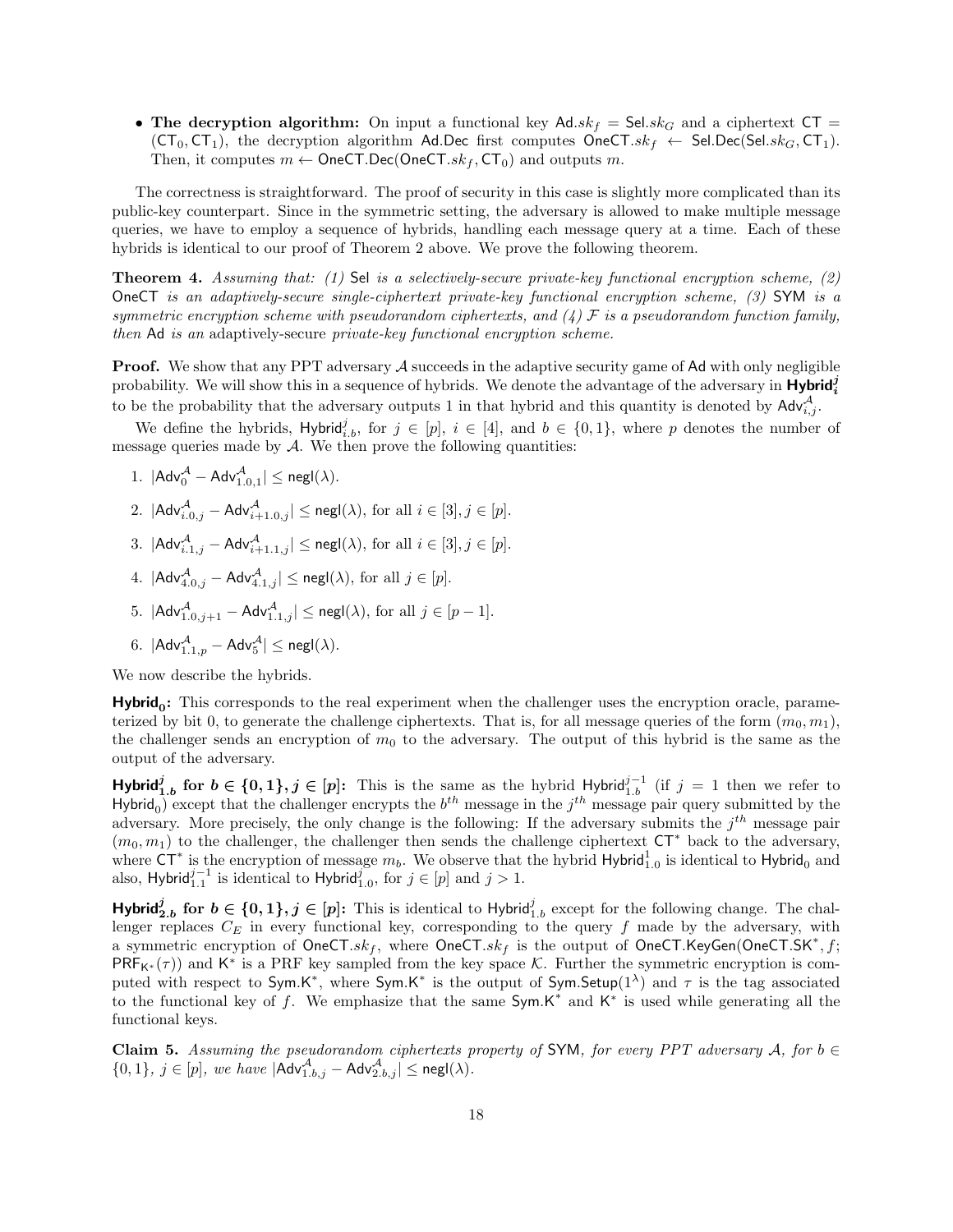- **The decryption algorithm:** On input a functional key $\mathsf{Ad}.sk_f = \mathsf{Sel}.sk_G$ and a ciphertext $\mathsf{CT} = (\mathsf{CT}_0, \mathsf{CT}_1)$, the decryption algorithm $\mathsf{Ad.Dec}$ first computes $\mathsf{OneCT}.sk_f \leftarrow \mathsf{Sel.Dec}(\mathsf{Sel}.sk_G, \mathsf{CT}_1)$. Then, it computes $m \leftarrow \mathsf{OneCT.Dec}(\mathsf{OneCT}.sk_f, \mathsf{CT}_0)$ and outputs $m$.

The correctness is straightforward. The proof of security in this case is slightly more complicated than its public-key counterpart. Since in the symmetric setting, the adversary is allowed to make multiple message queries, we have to employ a sequence of hybrids, handling each message query at a time. Each of these hybrids is identical to our proof of Theorem 2 above. We prove the following theorem.

**Theorem 4.** *Assuming that: (1)* Sel *is a selectively-secure private-key functional encryption scheme, (2)* OneCT *is an adaptively-secure single-ciphertext private-key functional encryption scheme, (3)* SYM *is a symmetric encryption scheme with pseudorandom ciphertexts, and (4) $\mathcal{F}$ is a pseudorandom function family, then* Ad *is an* adaptively-secure *private-key functional encryption scheme.*

**Proof.** We show that any PPT adversary $\mathcal{A}$ succeeds in the adaptive security game of Ad with only negligible probability. We will show this in a sequence of hybrids. We denote the advantage of the adversary in $\mathbf{Hybrid}_i^j$ to be the probability that the adversary outputs 1 in that hybrid and this quantity is denoted by $\mathsf{Adv}_{i,j}^{\mathcal{A}}$.

We define the hybrids, $\mathsf{Hybrid}_{i.b}^j$, for $j \in [p]$, $i \in [4]$, and $b \in \{0,1\}$, where $p$ denotes the number of message queries made by $\mathcal{A}$. We then prove the following quantities:

1. $|\mathsf{Adv}_0^{\mathcal{A}} - \mathsf{Adv}_{1.0,1}^{\mathcal{A}}| \leq \mathsf{negl}(\lambda)$.
2. $|\mathsf{Adv}_{i.0,j}^{\mathcal{A}} - \mathsf{Adv}_{i+1.0,j}^{\mathcal{A}}| \leq \mathsf{negl}(\lambda)$, for all $i \in [3], j \in [p]$.
3. $|\mathsf{Adv}_{i.1,j}^{\mathcal{A}} - \mathsf{Adv}_{i+1.1,j}^{\mathcal{A}}| \leq \mathsf{negl}(\lambda)$, for all $i \in [3], j \in [p]$.
4. $|\mathsf{Adv}_{4.0,j}^{\mathcal{A}} - \mathsf{Adv}_{4.1,j}^{\mathcal{A}}| \leq \mathsf{negl}(\lambda)$, for all $j \in [p]$.
5. $|\mathsf{Adv}_{1.0,j+1}^{\mathcal{A}} - \mathsf{Adv}_{1.1,j}^{\mathcal{A}}| \leq \mathsf{negl}(\lambda)$, for all $j \in [p-1]$.
6. $|\mathsf{Adv}_{1.1,p}^{\mathcal{A}} - \mathsf{Adv}_5^{\mathcal{A}}| \leq \mathsf{negl}(\lambda)$.

We now describe the hybrids.

$\mathbf{Hybrid_0}$**:** This corresponds to the real experiment when the challenger uses the encryption oracle, parameterized by bit 0, to generate the challenge ciphertexts. That is, for all message queries of the form $(m_0, m_1)$, the challenger sends an encryption of $m_0$ to the adversary. The output of this hybrid is the same as the output of the adversary.

$\mathbf{Hybrid_{1.b}^j}$ **for $b \in \{0,1\}, j \in [p]$:** This is the same as the hybrid $\mathsf{Hybrid}_{1.b}^{j-1}$ (if $j = 1$ then we refer to $\mathsf{Hybrid}_0$) except that the challenger encrypts the $b^{th}$ message in the $j^{th}$ message pair query submitted by the adversary. More precisely, the only change is the following: If the adversary submits the $j^{th}$ message pair $(m_0, m_1)$ to the challenger, the challenger then sends the challenge ciphertext $\mathsf{CT}^*$ back to the adversary, where $\mathsf{CT}^*$ is the encryption of message $m_b$. We observe that the hybrid $\mathsf{Hybrid}_{1.0}^1$ is identical to $\mathsf{Hybrid}_0$ and also, $\mathsf{Hybrid}_{1.1}^{j-1}$ is identical to $\mathsf{Hybrid}_{1.0}^j$, for $j \in [p]$ and $j > 1$.

$\mathbf{Hybrid_{2.b}^j}$ **for $b \in \{0,1\}, j \in [p]$:** This is identical to $\mathsf{Hybrid}_{1.b}^j$ except for the following change. The challenger replaces $C_E$ in every functional key, corresponding to the query $f$ made by the adversary, with a symmetric encryption of $\mathsf{OneCT}.sk_f$, where $\mathsf{OneCT}.sk_f$ is the output of $\mathsf{OneCT.KeyGen}(\mathsf{OneCT.SK}^*, f; \mathsf{PRF}_{\mathsf{K}^*}(\tau))$ and $\mathsf{K}^*$ is a PRF key sampled from the key space $\mathcal{K}$. Further the symmetric encryption is computed with respect to $\mathsf{Sym.K}^*$, where $\mathsf{Sym.K}^*$ is the output of $\mathsf{Sym.Setup}(1^\lambda)$ and $\tau$ is the tag associated to the functional key of $f$. We emphasize that the same $\mathsf{Sym.K}^*$ and $\mathsf{K}^*$ is used while generating all the functional keys.

**Claim 5.** *Assuming the pseudorandom ciphertexts property of* SYM*, for every PPT adversary $\mathcal{A}$, for $b \in \{0,1\}$, $j \in [p]$, we have $|\mathsf{Adv}_{1.b,j}^{\mathcal{A}} - \mathsf{Adv}_{2.b,j}^{\mathcal{A}}| \leq \mathsf{negl}(\lambda)$.*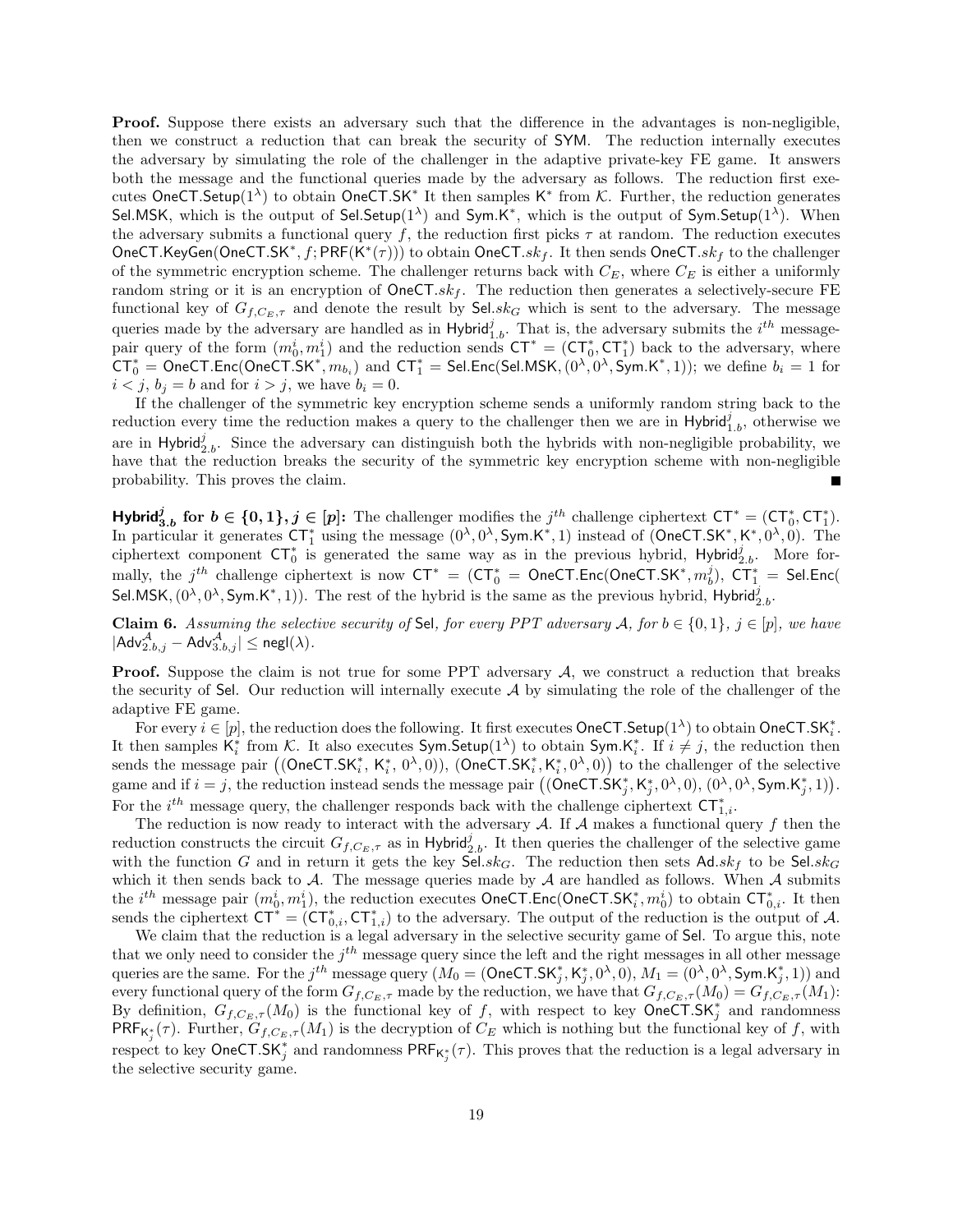**Proof.** Suppose there exists an adversary such that the difference in the advantages is non-negligible, then we construct a reduction that can break the security of $\mathsf{SYM}$. The reduction internally executes the adversary by simulating the role of the challenger in the adaptive private-key FE game. It answers both the message and the functional queries made by the adversary as follows. The reduction first executes $\mathsf{OneCT.Setup}(1^\lambda)$ to obtain $\mathsf{OneCT.SK}^*$ It then samples $\mathsf{K}^*$ from $\mathcal{K}$. Further, the reduction generates $\mathsf{Sel.MSK}$, which is the output of $\mathsf{Sel.Setup}(1^\lambda)$ and $\mathsf{Sym.K}^*$, which is the output of $\mathsf{Sym.Setup}(1^\lambda)$. When the adversary submits a functional query $f$, the reduction first picks $\tau$ at random. The reduction executes $\mathsf{OneCT.KeyGen}(\mathsf{OneCT.SK}^*, f; \mathsf{PRF}(\mathsf{K}^*(\tau)))$ to obtain $\mathsf{OneCT}.sk_f$. It then sends $\mathsf{OneCT}.sk_f$ to the challenger of the symmetric encryption scheme. The challenger returns back with $C_E$, where $C_E$ is either a uniformly random string or it is an encryption of $\mathsf{OneCT}.sk_f$. The reduction then generates a selectively-secure FE functional key of $G_{f,C_E,\tau}$ and denote the result by $\mathsf{Sel}.sk_G$ which is sent to the adversary. The message queries made by the adversary are handled as in $\mathsf{Hybrid}^j_{1.b}$. That is, the adversary submits the $i^{th}$ message-pair query of the form $(m_0^i, m_1^i)$ and the reduction sends $\mathsf{CT}^* = (\mathsf{CT}_0^*, \mathsf{CT}_1^*)$ back to the adversary, where $\mathsf{CT}_0^* = \mathsf{OneCT.Enc}(\mathsf{OneCT.SK}^*, m_{b_i})$ and $\mathsf{CT}_1^* = \mathsf{Sel.Enc}(\mathsf{Sel.MSK}, (0^\lambda, 0^\lambda, \mathsf{Sym.K}^*, 1))$; we define $b_i = 1$ for $i < j$, $b_j = b$ and for $i > j$, we have $b_i = 0$.

If the challenger of the symmetric key encryption scheme sends a uniformly random string back to the reduction every time the reduction makes a query to the challenger then we are in $\mathsf{Hybrid}^j_{1.b}$, otherwise we are in $\mathsf{Hybrid}^j_{2.b}$. Since the adversary can distinguish both the hybrids with non-negligible probability, we have that the reduction breaks the security of the symmetric key encryption scheme with non-negligible probability. This proves the claim. ∎

**$\mathsf{Hybrid}^j_{3.b}$ for $b \in \{0,1\}, j \in [p]$:** The challenger modifies the $j^{th}$ challenge ciphertext $\mathsf{CT}^* = (\mathsf{CT}_0^*, \mathsf{CT}_1^*)$. In particular it generates $\mathsf{CT}_1^*$ using the message $(0^\lambda, 0^\lambda, \mathsf{Sym.K}^*, 1)$ instead of $(\mathsf{OneCT.SK}^*, \mathsf{K}^*, 0^\lambda, 0)$. The ciphertext component $\mathsf{CT}_0^*$ is generated the same way as in the previous hybrid, $\mathsf{Hybrid}^j_{2.b}$. More formally, the $j^{th}$ challenge ciphertext is now $\mathsf{CT}^* = (\mathsf{CT}_0^* = \mathsf{OneCT.Enc}(\mathsf{OneCT.SK}^*, m_b^j),\ \mathsf{CT}_1^* = \mathsf{Sel.Enc}(\mathsf{Sel.MSK}, (0^\lambda, 0^\lambda, \mathsf{Sym.K}^*, 1))$. The rest of the hybrid is the same as the previous hybrid, $\mathsf{Hybrid}^j_{2.b}$.

**Claim 6.** *Assuming the selective security of* $\mathsf{Sel}$*, for every PPT adversary* $\mathcal{A}$*, for* $b \in \{0,1\}$*,* $j \in [p]$*, we have* $|\mathsf{Adv}^{\mathcal{A}}_{2.b,j} - \mathsf{Adv}^{\mathcal{A}}_{3.b,j}| \leq \mathsf{negl}(\lambda)$.

**Proof.** Suppose the claim is not true for some PPT adversary $\mathcal{A}$, we construct a reduction that breaks the security of $\mathsf{Sel}$. Our reduction will internally execute $\mathcal{A}$ by simulating the role of the challenger of the adaptive FE game.

For every $i \in [p]$, the reduction does the following. It first executes $\mathsf{OneCT.Setup}(1^\lambda)$ to obtain $\mathsf{OneCT.SK}_i^*$. It then samples $\mathsf{K}_i^*$ from $\mathcal{K}$. It also executes $\mathsf{Sym.Setup}(1^\lambda)$ to obtain $\mathsf{Sym.K}_i^*$. If $i \neq j$, the reduction then sends the message pair $\big((\mathsf{OneCT.SK}_i^*, \mathsf{K}_i^*, 0^\lambda, 0)),\ (\mathsf{OneCT.SK}_i^*, \mathsf{K}_i^*, 0^\lambda, 0)\big)$ to the challenger of the selective game and if $i = j$, the reduction instead sends the message pair $\big((\mathsf{OneCT.SK}_j^*, \mathsf{K}_j^*, 0^\lambda, 0),\ (0^\lambda, 0^\lambda, \mathsf{Sym.K}_j^*, 1)\big)$. For the $i^{th}$ message query, the challenger responds back with the challenge ciphertext $\mathsf{CT}_{1,i}^*$.

The reduction is now ready to interact with the adversary $\mathcal{A}$. If $\mathcal{A}$ makes a functional query $f$ then the reduction constructs the circuit $G_{f,C_E,\tau}$ as in $\mathsf{Hybrid}^j_{2.b}$. It then queries the challenger of the selective game with the function $G$ and in return it gets the key $\mathsf{Sel}.sk_G$. The reduction then sets $\mathsf{Ad}.sk_f$ to be $\mathsf{Sel}.sk_G$ which it then sends back to $\mathcal{A}$. The message queries made by $\mathcal{A}$ are handled as follows. When $\mathcal{A}$ submits the $i^{th}$ message pair $(m_0^i, m_1^i)$, the reduction executes $\mathsf{OneCT.Enc}(\mathsf{OneCT.SK}_i^*, m_0^i)$ to obtain $\mathsf{CT}_{0,i}^*$. It then sends the ciphertext $\mathsf{CT}^* = (\mathsf{CT}_{0,i}^*, \mathsf{CT}_{1,i}^*)$ to the adversary. The output of the reduction is the output of $\mathcal{A}$.

We claim that the reduction is a legal adversary in the selective security game of $\mathsf{Sel}$. To argue this, note that we only need to consider the $j^{th}$ message query since the left and the right messages in all other message queries are the same. For the $j^{th}$ message query $(M_0 = (\mathsf{OneCT.SK}_j^*, \mathsf{K}_j^*, 0^\lambda, 0),\ M_1 = (0^\lambda, 0^\lambda, \mathsf{Sym.K}_j^*, 1))$ and every functional query of the form $G_{f,C_E,\tau}$ made by the reduction, we have that $G_{f,C_E,\tau}(M_0) = G_{f,C_E,\tau}(M_1)$: By definition, $G_{f,C_E,\tau}(M_0)$ is the functional key of $f$, with respect to key $\mathsf{OneCT.SK}_j^*$ and randomness $\mathsf{PRF}_{\mathsf{K}_j^*}(\tau)$. Further, $G_{f,C_E,\tau}(M_1)$ is the decryption of $C_E$ which is nothing but the functional key of $f$, with respect to key $\mathsf{OneCT.SK}_j^*$ and randomness $\mathsf{PRF}_{\mathsf{K}_j^*}(\tau)$. This proves that the reduction is a legal adversary in the selective security game.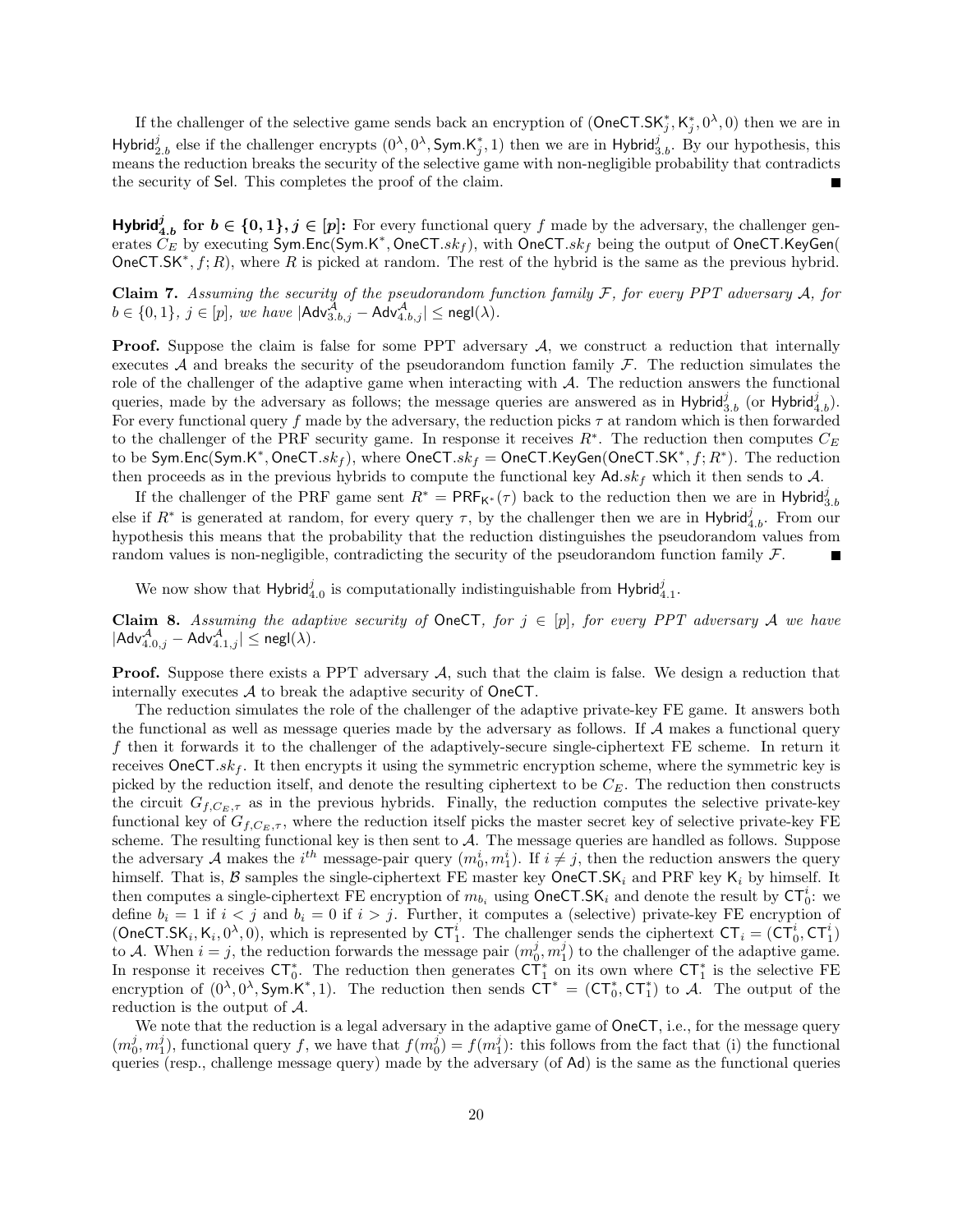If the challenger of the selective game sends back an encryption of $(\mathsf{OneCT.SK}_j^*, \mathsf{K}_j^*, 0^\lambda, 0)$ then we are in $\mathsf{Hybrid}_{2.b}^j$ else if the challenger encrypts $(0^\lambda, 0^\lambda, \mathsf{Sym.K}_j^*, 1)$ then we are in $\mathsf{Hybrid}_{3.b}^j$. By our hypothesis, this means the reduction breaks the security of the selective game with non-negligible probability that contradicts the security of $\mathsf{Sel}$. This completes the proof of the claim. ■

**$\mathsf{Hybrid}_{4.b}^j$ for $b \in \{0,1\}, j \in [p]$:** For every functional query $f$ made by the adversary, the challenger generates $C_E$ by executing $\mathsf{Sym.Enc}(\mathsf{Sym.K}^*, \mathsf{OneCT}.sk_f)$, with $\mathsf{OneCT}.sk_f$ being the output of $\mathsf{OneCT.KeyGen}(\mathsf{OneCT.SK}^*, f; R)$, where $R$ is picked at random. The rest of the hybrid is the same as the previous hybrid.

**Claim 7.** *Assuming the security of the pseudorandom function family $\mathcal{F}$, for every PPT adversary $\mathcal{A}$, for $b \in \{0,1\}$, $j \in [p]$, we have $|\mathsf{Adv}_{3.b,j}^{\mathcal{A}} - \mathsf{Adv}_{4.b,j}^{\mathcal{A}}| \leq \mathsf{negl}(\lambda)$.*

**Proof.** Suppose the claim is false for some PPT adversary $\mathcal{A}$, we construct a reduction that internally executes $\mathcal{A}$ and breaks the security of the pseudorandom function family $\mathcal{F}$. The reduction simulates the role of the challenger of the adaptive game when interacting with $\mathcal{A}$. The reduction answers the functional queries, made by the adversary as follows; the message queries are answered as in $\mathsf{Hybrid}_{3.b}^j$ (or $\mathsf{Hybrid}_{4.b}^j$). For every functional query $f$ made by the adversary, the reduction picks $\tau$ at random which is then forwarded to the challenger of the PRF security game. In response it receives $R^*$. The reduction then computes $C_E$ to be $\mathsf{Sym.Enc}(\mathsf{Sym.K}^*, \mathsf{OneCT}.sk_f)$, where $\mathsf{OneCT}.sk_f = \mathsf{OneCT.KeyGen}(\mathsf{OneCT.SK}^*, f; R^*)$. The reduction then proceeds as in the previous hybrids to compute the functional key $\mathsf{Ad}.sk_f$ which it then sends to $\mathcal{A}$.

If the challenger of the PRF game sent $R^* = \mathsf{PRF}_{\mathsf{K}^*}(\tau)$ back to the reduction then we are in $\mathsf{Hybrid}_{3.b}^j$ else if $R^*$ is generated at random, for every query $\tau$, by the challenger then we are in $\mathsf{Hybrid}_{4.b}^j$. From our hypothesis this means that the probability that the reduction distinguishes the pseudorandom values from random values is non-negligible, contradicting the security of the pseudorandom function family $\mathcal{F}$. ■

We now show that $\mathsf{Hybrid}_{4.0}^j$ is computationally indistinguishable from $\mathsf{Hybrid}_{4.1}^j$.

**Claim 8.** *Assuming the adaptive security of $\mathsf{OneCT}$, for $j \in [p]$, for every PPT adversary $\mathcal{A}$ we have $|\mathsf{Adv}_{4.0,j}^{\mathcal{A}} - \mathsf{Adv}_{4.1,j}^{\mathcal{A}}| \leq \mathsf{negl}(\lambda)$.*

**Proof.** Suppose there exists a PPT adversary $\mathcal{A}$, such that the claim is false. We design a reduction that internally executes $\mathcal{A}$ to break the adaptive security of $\mathsf{OneCT}$.

The reduction simulates the role of the challenger of the adaptive private-key FE game. It answers both the functional as well as message queries made by the adversary as follows. If $\mathcal{A}$ makes a functional query $f$ then it forwards it to the challenger of the adaptively-secure single-ciphertext FE scheme. In return it receives $\mathsf{OneCT}.sk_f$. It then encrypts it using the symmetric encryption scheme, where the symmetric key is picked by the reduction itself, and denote the resulting ciphertext to be $C_E$. The reduction then constructs the circuit $G_{f,C_E,\tau}$ as in the previous hybrids. Finally, the reduction computes the selective private-key functional key of $G_{f,C_E,\tau}$, where the reduction itself picks the master secret key of selective private-key FE scheme. The resulting functional key is then sent to $\mathcal{A}$. The message queries are handled as follows. Suppose the adversary $\mathcal{A}$ makes the $i^{th}$ message-pair query $(m_0^i, m_1^i)$. If $i \neq j$, then the reduction answers the query himself. That is, $\mathcal{B}$ samples the single-ciphertext FE master key $\mathsf{OneCT.SK}_i$ and PRF key $\mathsf{K}_i$ by himself. It then computes a single-ciphertext FE encryption of $m_{b_i}$ using $\mathsf{OneCT.SK}_i$ and denote the result by $\mathsf{CT}_0^i$: we define $b_i = 1$ if $i < j$ and $b_i = 0$ if $i > j$. Further, it computes a (selective) private-key FE encryption of $(\mathsf{OneCT.SK}_i, \mathsf{K}_i, 0^\lambda, 0)$, which is represented by $\mathsf{CT}_1^i$. The challenger sends the ciphertext $\mathsf{CT}_i = (\mathsf{CT}_0^i, \mathsf{CT}_1^i)$ to $\mathcal{A}$. When $i = j$, the reduction forwards the message pair $(m_0^j, m_1^j)$ to the challenger of the adaptive game. In response it receives $\mathsf{CT}_0^*$. The reduction then generates $\mathsf{CT}_1^*$ on its own where $\mathsf{CT}_1^*$ is the selective FE encryption of $(0^\lambda, 0^\lambda, \mathsf{Sym.K}^*, 1)$. The reduction then sends $\mathsf{CT}^* = (\mathsf{CT}_0^*, \mathsf{CT}_1^*)$ to $\mathcal{A}$. The output of the reduction is the output of $\mathcal{A}$.

We note that the reduction is a legal adversary in the adaptive game of $\mathsf{OneCT}$, i.e., for the message query $(m_0^j, m_1^j)$, functional query $f$, we have that $f(m_0^j) = f(m_1^j)$: this follows from the fact that (i) the functional queries (resp., challenge message query) made by the adversary (of $\mathsf{Ad}$) is the same as the functional queries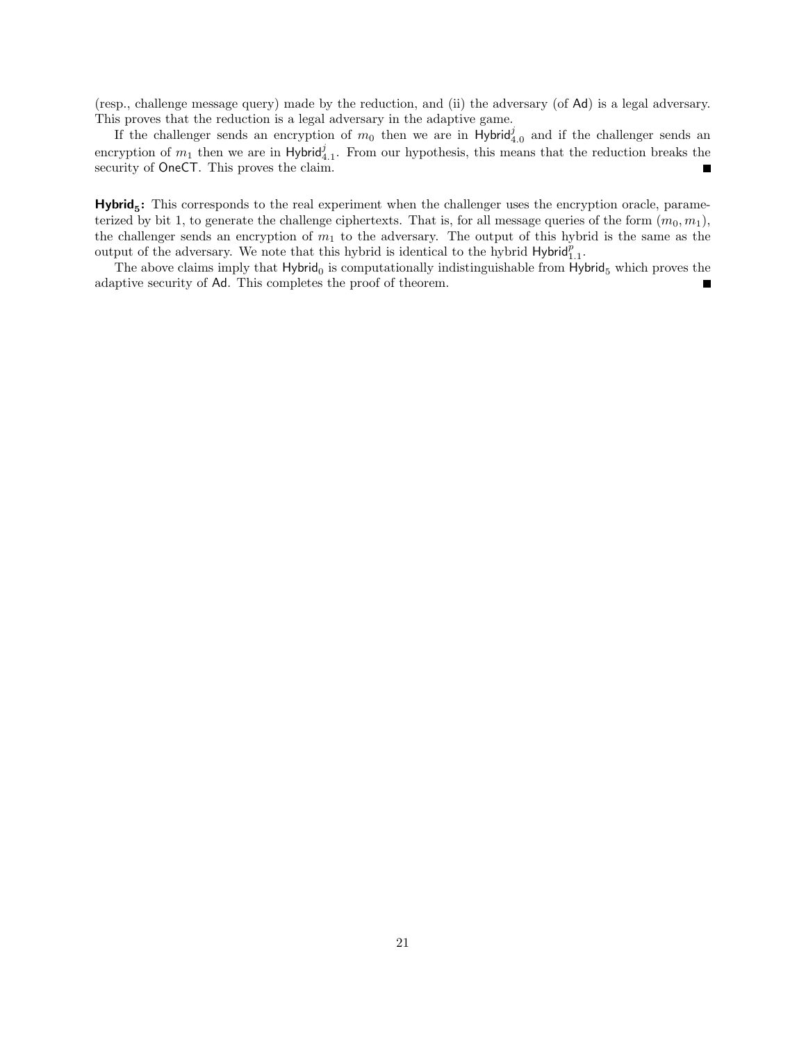(resp., challenge message query) made by the reduction, and (ii) the adversary (of $\mathsf{Ad}$) is a legal adversary. This proves that the reduction is a legal adversary in the adaptive game.

If the challenger sends an encryption of $m_0$ then we are in $\mathsf{Hybrid}^j_{4.0}$ and if the challenger sends an encryption of $m_1$ then we are in $\mathsf{Hybrid}^j_{4.1}$. From our hypothesis, this means that the reduction breaks the security of $\mathsf{OneCT}$. This proves the claim. ■

**$\mathsf{Hybrid}_5$:** This corresponds to the real experiment when the challenger uses the encryption oracle, parameterized by bit 1, to generate the challenge ciphertexts. That is, for all message queries of the form $(m_0, m_1)$, the challenger sends an encryption of $m_1$ to the adversary. The output of this hybrid is the same as the output of the adversary. We note that this hybrid is identical to the hybrid $\mathsf{Hybrid}^p_{1.1}$.

The above claims imply that $\mathsf{Hybrid}_0$ is computationally indistinguishable from $\mathsf{Hybrid}_5$ which proves the adaptive security of $\mathsf{Ad}$. This completes the proof of theorem. ■